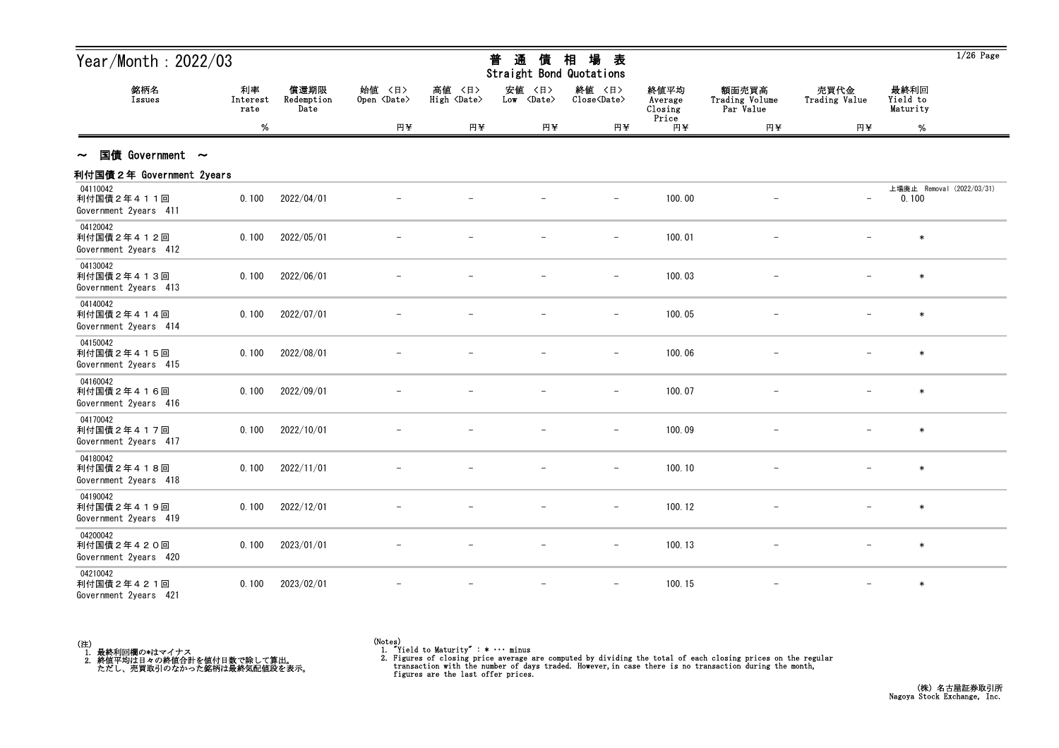# Year/Month : 2022/03

## 普通債相場表 Straight Bond Quotations

| 銘柄名 Issues | 利率 Interest rate | 償還期限 Redemption Date | 始値 <日> Open <Date> | 高値 <日> High <Date> | 安値 <日> Low <Date> | 終値 <日> Close<Date> | 終値平均 Average Closing Price | 額面売買高 Trading Volume Par Value | 売買代金 Trading Value | 最終利回 Yield to Maturity |
|---|---|---|---|---|---|---|---|---|---|---|
| | % | | 円¥ | 円¥ | 円¥ | 円¥ | 円¥ | 円¥ | 円¥ | % |

### ～ 国債 Government ～

#### 利付国債２年 Government 2years

| 銘柄名 Issues | 利率 Interest rate | 償還期限 Redemption Date | 始値 <日> Open <Date> | 高値 <日> High <Date> | 安値 <日> Low <Date> | 終値 <日> Close<Date> | 終値平均 Average Closing Price | 額面売買高 Trading Volume Par Value | 売買代金 Trading Value | 最終利回 Yield to Maturity |
|---|---|---|---|---|---|---|---|---|---|---|
| 04110042 利付国債２年４１１回 Government 2years 411 | 0.100 | 2022/04/01 | － | － | － | － | 100.00 | － | － | 上場廃止 Removal (2022/03/31) 0.100 |
| 04120042 利付国債２年４１２回 Government 2years 412 | 0.100 | 2022/05/01 | － | － | － | － | 100.01 | － | － | * |
| 04130042 利付国債２年４１３回 Government 2years 413 | 0.100 | 2022/06/01 | － | － | － | － | 100.03 | － | － | * |
| 04140042 利付国債２年４１４回 Government 2years 414 | 0.100 | 2022/07/01 | － | － | － | － | 100.05 | － | － | * |
| 04150042 利付国債２年４１５回 Government 2years 415 | 0.100 | 2022/08/01 | － | － | － | － | 100.06 | － | － | * |
| 04160042 利付国債２年４１６回 Government 2years 416 | 0.100 | 2022/09/01 | － | － | － | － | 100.07 | － | － | * |
| 04170042 利付国債２年４１７回 Government 2years 417 | 0.100 | 2022/10/01 | － | － | － | － | 100.09 | － | － | * |
| 04180042 利付国債２年４１８回 Government 2years 418 | 0.100 | 2022/11/01 | － | － | － | － | 100.10 | － | － | * |
| 04190042 利付国債２年４１９回 Government 2years 419 | 0.100 | 2022/12/01 | － | － | － | － | 100.12 | － | － | * |
| 04200042 利付国債２年４２０回 Government 2years 420 | 0.100 | 2023/01/01 | － | － | － | － | 100.13 | － | － | * |
| 04210042 利付国債２年４２１回 Government 2years 421 | 0.100 | 2023/02/01 | － | － | － | － | 100.15 | － | － | * |

(注)
1. 最終利回欄の*はマイナス
2. 終値平均は日々の終値合計を値付日数で除して算出。
   ただし、売買取引のなかった銘柄は最終気配値段を表示。

(Notes)
1. "Yield to Maturity" : * ･･･ minus
2. Figures of closing price average are computed by dividing the total of each closing prices on the regular transaction with the number of days traded. However,in case there is no transaction during the month, figures are the last offer prices.

(株) 名古屋証券取引所
Nagoya Stock Exchange, Inc.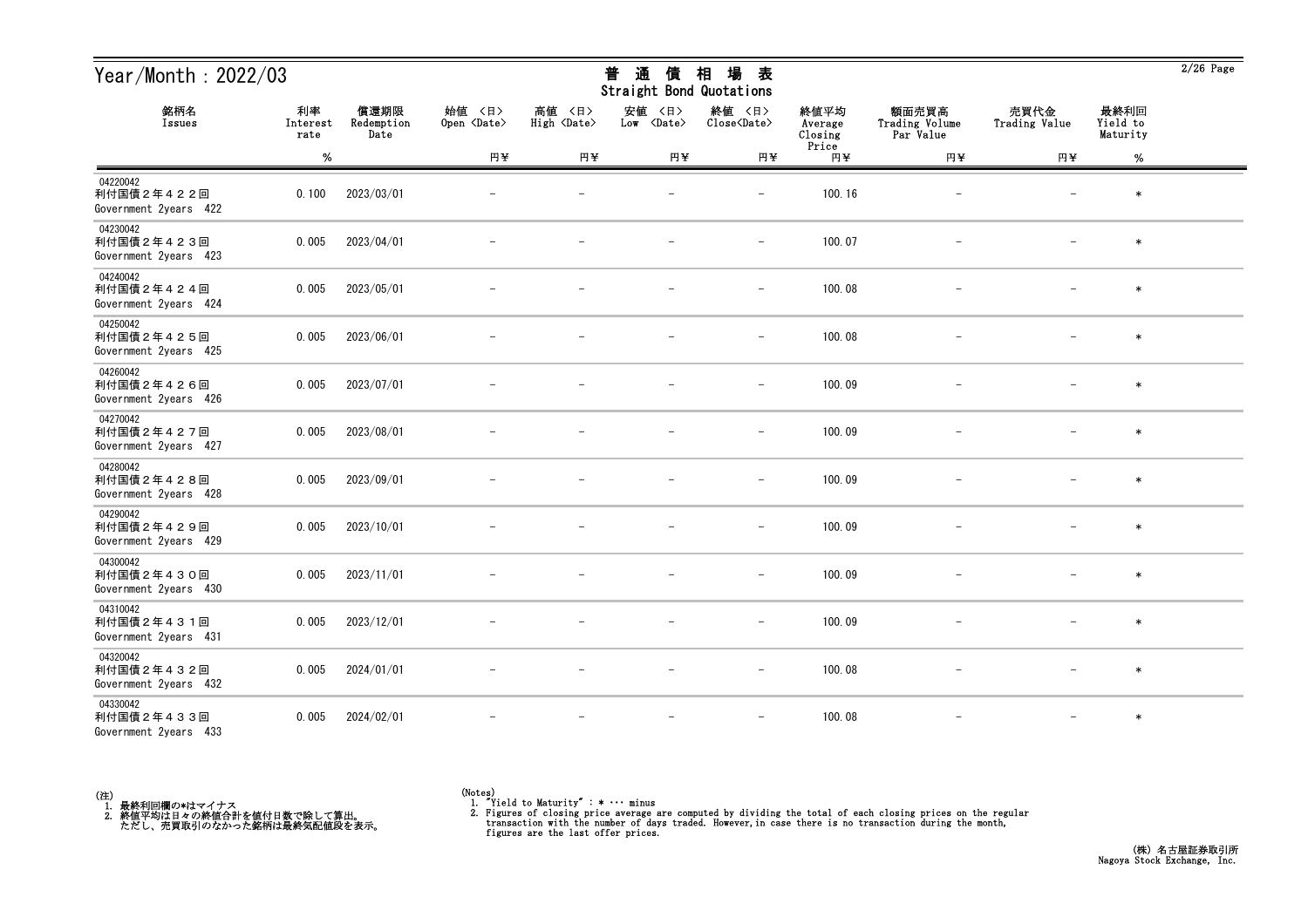# Year/Month：2022/03

## 普通債相場表
## Straight Bond Quotations

| 銘柄名 Issues | 利率 Interest rate % | 償還期限 Redemption Date | 始値 <日> Open <Date> 円¥ | 高値 <日> High <Date> 円¥ | 安値 <日> Low <Date> 円¥ | 終値 <日> Close<Date> 円¥ | 終値平均 Average Closing Price 円¥ | 額面売買高 Trading Volume Par Value 円¥ | 売買代金 Trading Value 円¥ | 最終利回 Yield to Maturity % |
|---|---|---|---|---|---|---|---|---|---|---|
| 04220042 利付国債２年４２２回 Government 2years 422 | 0.100 | 2023/03/01 | － | － | － | － | 100.16 | － | － | * |
| 04230042 利付国債２年４２３回 Government 2years 423 | 0.005 | 2023/04/01 | － | － | － | － | 100.07 | － | － | * |
| 04240042 利付国債２年４２４回 Government 2years 424 | 0.005 | 2023/05/01 | － | － | － | － | 100.08 | － | － | * |
| 04250042 利付国債２年４２５回 Government 2years 425 | 0.005 | 2023/06/01 | － | － | － | － | 100.08 | － | － | * |
| 04260042 利付国債２年４２６回 Government 2years 426 | 0.005 | 2023/07/01 | － | － | － | － | 100.09 | － | － | * |
| 04270042 利付国債２年４２７回 Government 2years 427 | 0.005 | 2023/08/01 | － | － | － | － | 100.09 | － | － | * |
| 04280042 利付国債２年４２８回 Government 2years 428 | 0.005 | 2023/09/01 | － | － | － | － | 100.09 | － | － | * |
| 04290042 利付国債２年４２９回 Government 2years 429 | 0.005 | 2023/10/01 | － | － | － | － | 100.09 | － | － | * |
| 04300042 利付国債２年４３０回 Government 2years 430 | 0.005 | 2023/11/01 | － | － | － | － | 100.09 | － | － | * |
| 04310042 利付国債２年４３１回 Government 2years 431 | 0.005 | 2023/12/01 | － | － | － | － | 100.09 | － | － | * |
| 04320042 利付国債２年４３２回 Government 2years 432 | 0.005 | 2024/01/01 | － | － | － | － | 100.08 | － | － | * |
| 04330042 利付国債２年４３３回 Government 2years 433 | 0.005 | 2024/02/01 | － | － | － | － | 100.08 | － | － | * |

(注)
1. 最終利回欄の*はマイナス
2. 終値平均は日々の終値合計を値付日数で除して算出。
   ただし、売買取引のなかった銘柄は最終気配値段を表示。

(Notes)
1. "Yield to Maturity" : * ･･･ minus
2. Figures of closing price average are computed by dividing the total of each closing prices on the regular transaction with the number of days traded. However, in case there is no transaction during the month, figures are the last offer prices.

(株) 名古屋証券取引所
Nagoya Stock Exchange, Inc.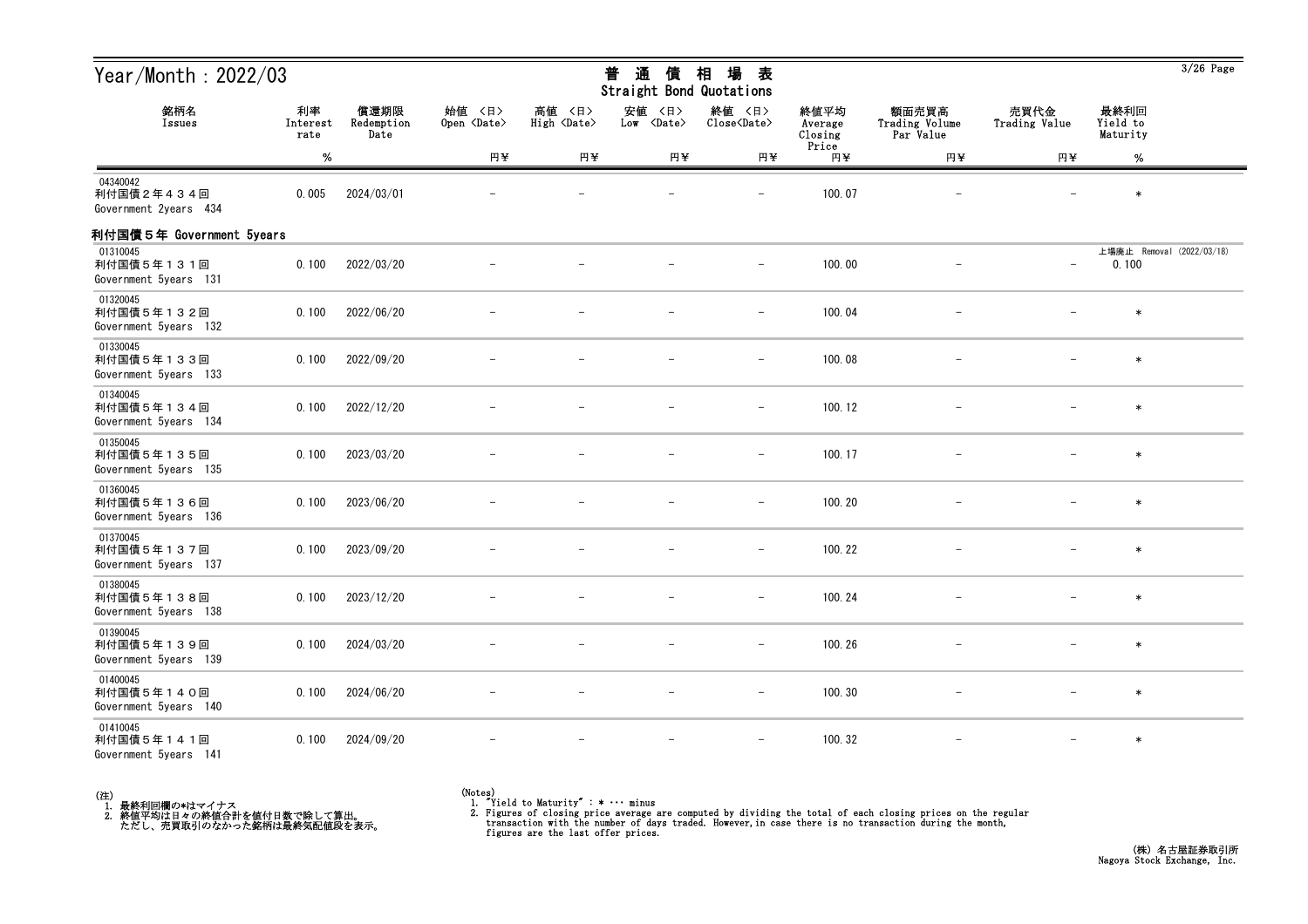# Year/Month：2022/03

## 普 通 債 相 場 表
Straight Bond Quotations

| 銘柄名 Issues | 利率 Interest rate % | 償還期限 Redemption Date | 始値 <日> Open <Date> 円¥ | 高値 <日> High <Date> 円¥ | 安値 <日> Low <Date> 円¥ | 終値 <日> Close<Date> 円¥ | 終値平均 Average Closing Price 円¥ | 額面売買高 Trading Volume Par Value 円¥ | 売買代金 Trading Value 円¥ | 最終利回 Yield to Maturity % |
|---|---|---|---|---|---|---|---|---|---|---|
| 04340042 利付国債２年４３４回 Government 2years 434 | 0.005 | 2024/03/01 | － | － | － | － | 100.07 | － | － | * |

### 利付国債５年 Government 5years

| 銘柄名 Issues | 利率 Interest rate % | 償還期限 Redemption Date | 始値 <日> Open <Date> 円¥ | 高値 <日> High <Date> 円¥ | 安値 <日> Low <Date> 円¥ | 終値 <日> Close<Date> 円¥ | 終値平均 Average Closing Price 円¥ | 額面売買高 Trading Volume Par Value 円¥ | 売買代金 Trading Value 円¥ | 最終利回 Yield to Maturity % |
|---|---|---|---|---|---|---|---|---|---|---|
| 01310045 利付国債５年１３１回 Government 5years 131 | 0.100 | 2022/03/20 | － | － | － | － | 100.00 | － | － | 上場廃止 Removal (2022/03/18) 0.100 |
| 01320045 利付国債５年１３２回 Government 5years 132 | 0.100 | 2022/06/20 | － | － | － | － | 100.04 | － | － | * |
| 01330045 利付国債５年１３３回 Government 5years 133 | 0.100 | 2022/09/20 | － | － | － | － | 100.08 | － | － | * |
| 01340045 利付国債５年１３４回 Government 5years 134 | 0.100 | 2022/12/20 | － | － | － | － | 100.12 | － | － | * |
| 01350045 利付国債５年１３５回 Government 5years 135 | 0.100 | 2023/03/20 | － | － | － | － | 100.17 | － | － | * |
| 01360045 利付国債５年１３６回 Government 5years 136 | 0.100 | 2023/06/20 | － | － | － | － | 100.20 | － | － | * |
| 01370045 利付国債５年１３７回 Government 5years 137 | 0.100 | 2023/09/20 | － | － | － | － | 100.22 | － | － | * |
| 01380045 利付国債５年１３８回 Government 5years 138 | 0.100 | 2023/12/20 | － | － | － | － | 100.24 | － | － | * |
| 01390045 利付国債５年１３９回 Government 5years 139 | 0.100 | 2024/03/20 | － | － | － | － | 100.26 | － | － | * |
| 01400045 利付国債５年１４０回 Government 5years 140 | 0.100 | 2024/06/20 | － | － | － | － | 100.30 | － | － | * |
| 01410045 利付国債５年１４１回 Government 5years 141 | 0.100 | 2024/09/20 | － | － | － | － | 100.32 | － | － | * |

(注)
1. 最終利回欄の*はマイナス
2. 終値平均は日々の終値合計を値付日数で除して算出。
   ただし、売買取引のなかった銘柄は最終気配値段を表示。

(Notes)
1. "Yield to Maturity" : * ･･･ minus
2. Figures of closing price average are computed by dividing the total of each closing prices on the regular transaction with the number of days traded. However,in case there is no transaction during the month, figures are the last offer prices.

(株) 名古屋証券取引所
Nagoya Stock Exchange, Inc.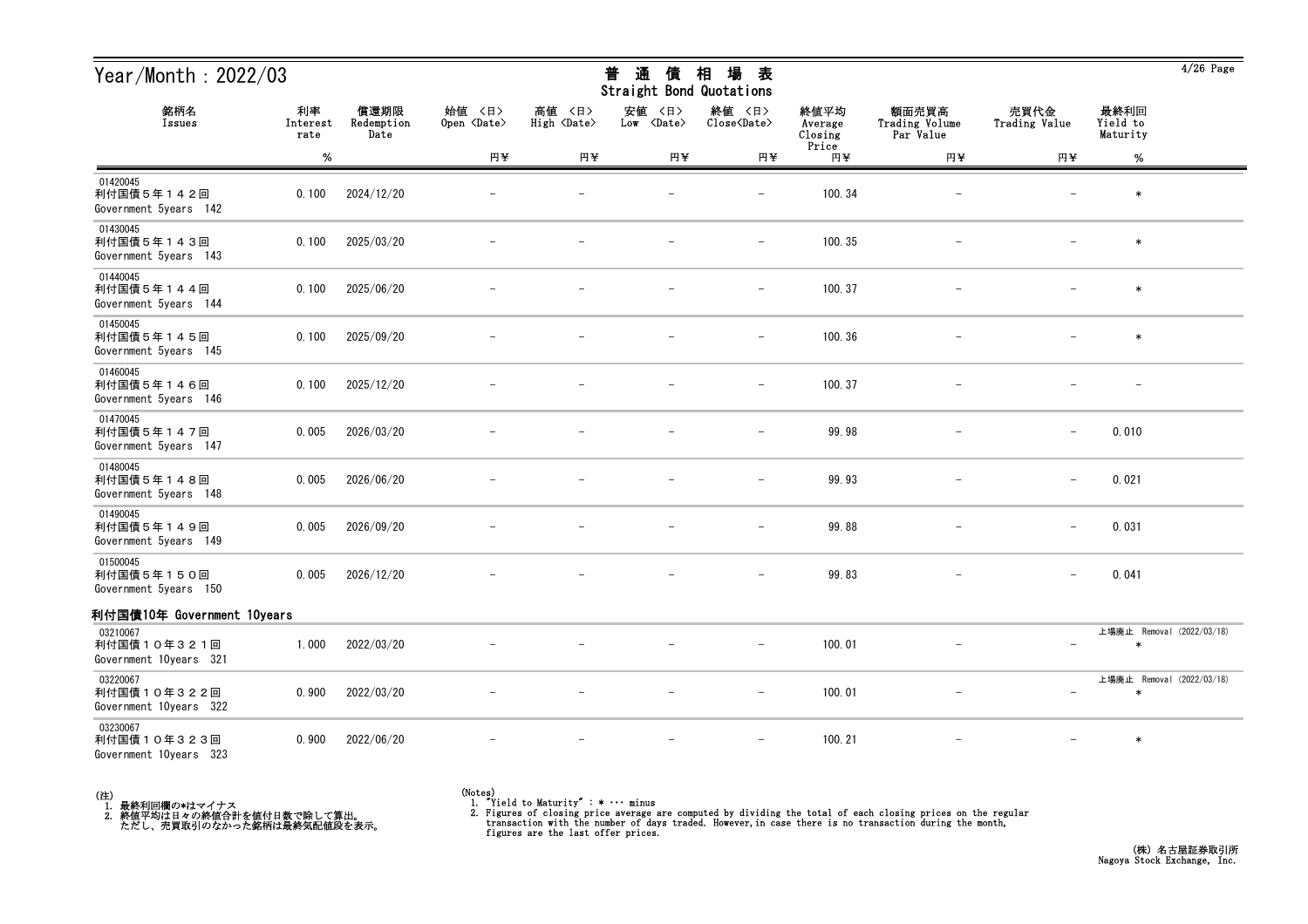# Year/Month : 2022/03

## 普通債相場表 Straight Bond Quotations

| 銘柄名 Issues | 利率 Interest rate % | 償還期限 Redemption Date | 始値 <日> Open <Date> 円¥ | 高値 <日> High <Date> 円¥ | 安値 <日> Low <Date> 円¥ | 終値 <日> Close<Date> 円¥ | 終値平均 Average Closing Price 円¥ | 額面売買高 Trading Volume Par Value 円¥ | 売買代金 Trading Value 円¥ | 最終利回 Yield to Maturity % |
|---|---|---|---|---|---|---|---|---|---|---|
| 01420045 利付国債５年１４２回 Government 5years 142 | 0.100 | 2024/12/20 | − | − | − | − | 100.34 | − | − | * |
| 01430045 利付国債５年１４３回 Government 5years 143 | 0.100 | 2025/03/20 | − | − | − | − | 100.35 | − | − | * |
| 01440045 利付国債５年１４４回 Government 5years 144 | 0.100 | 2025/06/20 | − | − | − | − | 100.37 | − | − | * |
| 01450045 利付国債５年１４５回 Government 5years 145 | 0.100 | 2025/09/20 | − | − | − | − | 100.36 | − | − | * |
| 01460045 利付国債５年１４６回 Government 5years 146 | 0.100 | 2025/12/20 | − | − | − | − | 100.37 | − | − | − |
| 01470045 利付国債５年１４７回 Government 5years 147 | 0.005 | 2026/03/20 | − | − | − | − | 99.98 | − | − | 0.010 |
| 01480045 利付国債５年１４８回 Government 5years 148 | 0.005 | 2026/06/20 | − | − | − | − | 99.93 | − | − | 0.021 |
| 01490045 利付国債５年１４９回 Government 5years 149 | 0.005 | 2026/09/20 | − | − | − | − | 99.88 | − | − | 0.031 |
| 01500045 利付国債５年１５０回 Government 5years 150 | 0.005 | 2026/12/20 | − | − | − | − | 99.83 | − | − | 0.041 |
| **利付国債10年 Government 10years** | | | | | | | | | | |
| 03210067 利付国債１０年３２１回 Government 10years 321 | 1.000 | 2022/03/20 | − | − | − | − | 100.01 | − | − | 上場廃止 Removal (2022/03/18) * |
| 03220067 利付国債１０年３２２回 Government 10years 322 | 0.900 | 2022/03/20 | − | − | − | − | 100.01 | − | − | 上場廃止 Removal (2022/03/18) * |
| 03230067 利付国債１０年３２３回 Government 10years 323 | 0.900 | 2022/06/20 | − | − | − | − | 100.21 | − | − | * |

(注)
1. 最終利回欄の*はマイナス
2. 終値平均は日々の終値合計を値付日数で除して算出。
   ただし、売買取引のなかった銘柄は最終気配値段を表示。

(Notes)
1. "Yield to Maturity" : * ··· minus
2. Figures of closing price average are computed by dividing the total of each closing prices on the regular transaction with the number of days traded. However, in case there is no transaction during the month, figures are the last offer prices.

(株) 名古屋証券取引所
Nagoya Stock Exchange, Inc.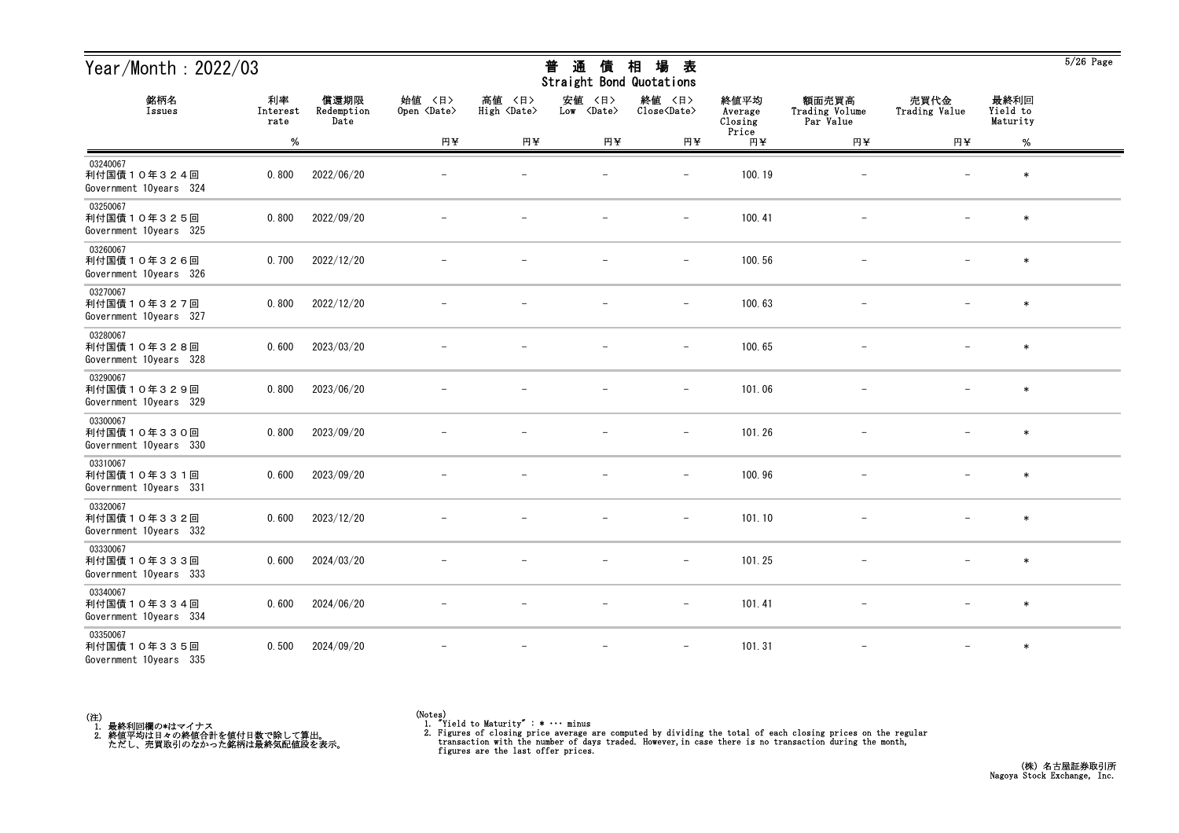# Year/Month：2022/03

## 普 通 債 相 場 表
## Straight Bond Quotations

| 銘柄名 Issues | 利率 Interest rate % | 償還期限 Redemption Date | 始値 〈日〉 Open 〈Date〉 円¥ | 高値 〈日〉 High 〈Date〉 円¥ | 安値 〈日〉 Low 〈Date〉 円¥ | 終値 〈日〉 Close〈Date〉 円¥ | 終値平均 Average Closing Price 円¥ | 額面売買高 Trading Volume Par Value 円¥ | 売買代金 Trading Value 円¥ | 最終利回 Yield to Maturity % |
|---|---|---|---|---|---|---|---|---|---|---|
| 03240067 利付国債１０年３２４回 Government 10years 324 | 0.800 | 2022/06/20 | － | － | － | － | 100.19 | － | － | * |
| 03250067 利付国債１０年３２５回 Government 10years 325 | 0.800 | 2022/09/20 | － | － | － | － | 100.41 | － | － | * |
| 03260067 利付国債１０年３２６回 Government 10years 326 | 0.700 | 2022/12/20 | － | － | － | － | 100.56 | － | － | * |
| 03270067 利付国債１０年３２７回 Government 10years 327 | 0.800 | 2022/12/20 | － | － | － | － | 100.63 | － | － | * |
| 03280067 利付国債１０年３２８回 Government 10years 328 | 0.600 | 2023/03/20 | － | － | － | － | 100.65 | － | － | * |
| 03290067 利付国債１０年３２９回 Government 10years 329 | 0.800 | 2023/06/20 | － | － | － | － | 101.06 | － | － | * |
| 03300067 利付国債１０年３３０回 Government 10years 330 | 0.800 | 2023/09/20 | － | － | － | － | 101.26 | － | － | * |
| 03310067 利付国債１０年３３１回 Government 10years 331 | 0.600 | 2023/09/20 | － | － | － | － | 100.96 | － | － | * |
| 03320067 利付国債１０年３３２回 Government 10years 332 | 0.600 | 2023/12/20 | － | － | － | － | 101.10 | － | － | * |
| 03330067 利付国債１０年３３３回 Government 10years 333 | 0.600 | 2024/03/20 | － | － | － | － | 101.25 | － | － | * |
| 03340067 利付国債１０年３３４回 Government 10years 334 | 0.600 | 2024/06/20 | － | － | － | － | 101.41 | － | － | * |
| 03350067 利付国債１０年３３５回 Government 10years 335 | 0.500 | 2024/09/20 | － | － | － | － | 101.31 | － | － | * |

(注)
1. 最終利回欄の*はマイナス
2. 終値平均は日々の終値合計を値付日数で除して算出。
   ただし、売買取引のなかった銘柄は最終気配値段を表示。

(Notes)
1. "Yield to Maturity" : * ･･･ minus
2. Figures of closing price average are computed by dividing the total of each closing prices on the regular transaction with the number of days traded. However,in case there is no transaction during the month, figures are the last offer prices.

(株) 名古屋証券取引所
Nagoya Stock Exchange, Inc.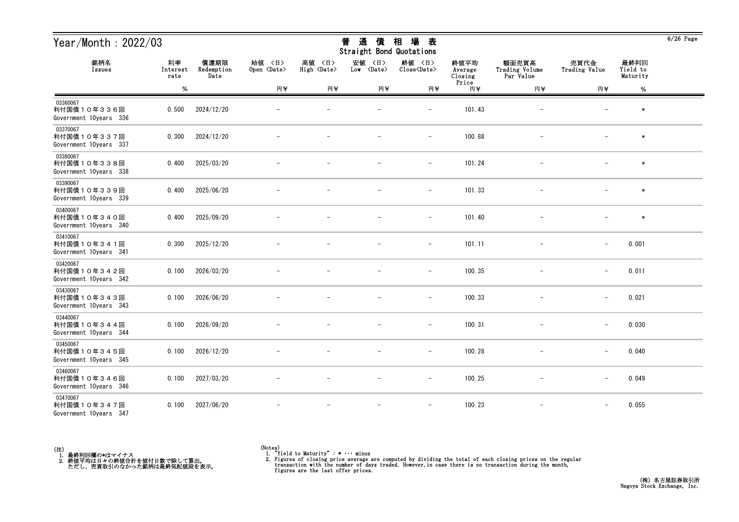# Year/Month : 2022/03

## 普 通 債 相 場 表
## Straight Bond Quotations

| 銘柄名 Issues | 利率 Interest rate % | 償還期限 Redemption Date | 始値 〈日〉 Open 〈Date〉 円¥ | 高値 〈日〉 High 〈Date〉 円¥ | 安値 〈日〉 Low 〈Date〉 円¥ | 終値 〈日〉 Close〈Date〉 円¥ | 終値平均 Average Closing Price 円¥ | 額面売買高 Trading Volume Par Value 円¥ | 売買代金 Trading Value 円¥ | 最終利回 Yield to Maturity % |
|---|---|---|---|---|---|---|---|---|---|---|
| 03360067 利付国債１０年３３６回 Government 10years 336 | 0.500 | 2024/12/20 | － | － | － | － | 101.43 | － | － | * |
| 03370067 利付国債１０年３３７回 Government 10years 337 | 0.300 | 2024/12/20 | － | － | － | － | 100.88 | － | － | * |
| 03380067 利付国債１０年３３８回 Government 10years 338 | 0.400 | 2025/03/20 | － | － | － | － | 101.24 | － | － | * |
| 03390067 利付国債１０年３３９回 Government 10years 339 | 0.400 | 2025/06/20 | － | － | － | － | 101.33 | － | － | * |
| 03400067 利付国債１０年３４０回 Government 10years 340 | 0.400 | 2025/09/20 | － | － | － | － | 101.40 | － | － | * |
| 03410067 利付国債１０年３４１回 Government 10years 341 | 0.300 | 2025/12/20 | － | － | － | － | 101.11 | － | － | 0.001 |
| 03420067 利付国債１０年３４２回 Government 10years 342 | 0.100 | 2026/03/20 | － | － | － | － | 100.35 | － | － | 0.011 |
| 03430067 利付国債１０年３４３回 Government 10years 343 | 0.100 | 2026/06/20 | － | － | － | － | 100.33 | － | － | 0.021 |
| 03440067 利付国債１０年３４４回 Government 10years 344 | 0.100 | 2026/09/20 | － | － | － | － | 100.31 | － | － | 0.030 |
| 03450067 利付国債１０年３４５回 Government 10years 345 | 0.100 | 2026/12/20 | － | － | － | － | 100.28 | － | － | 0.040 |
| 03460067 利付国債１０年３４６回 Government 10years 346 | 0.100 | 2027/03/20 | － | － | － | － | 100.25 | － | － | 0.049 |
| 03470067 利付国債１０年３４７回 Government 10years 347 | 0.100 | 2027/06/20 | － | － | － | － | 100.23 | － | － | 0.055 |

(注)
1. 最終利回欄の*はマイナス
2. 終値平均は日々の終値合計を値付日数で除して算出。
   ただし、売買取引のなかった銘柄は最終気配値段を表示。

(Notes)
1. "Yield to Maturity" : * ··· minus
2. Figures of closing price average are computed by dividing the total of each closing prices on the regular transaction with the number of days traded. However,in case there is no transaction during the month, figures are the last offer prices.

(株) 名古屋証券取引所
Nagoya Stock Exchange, Inc.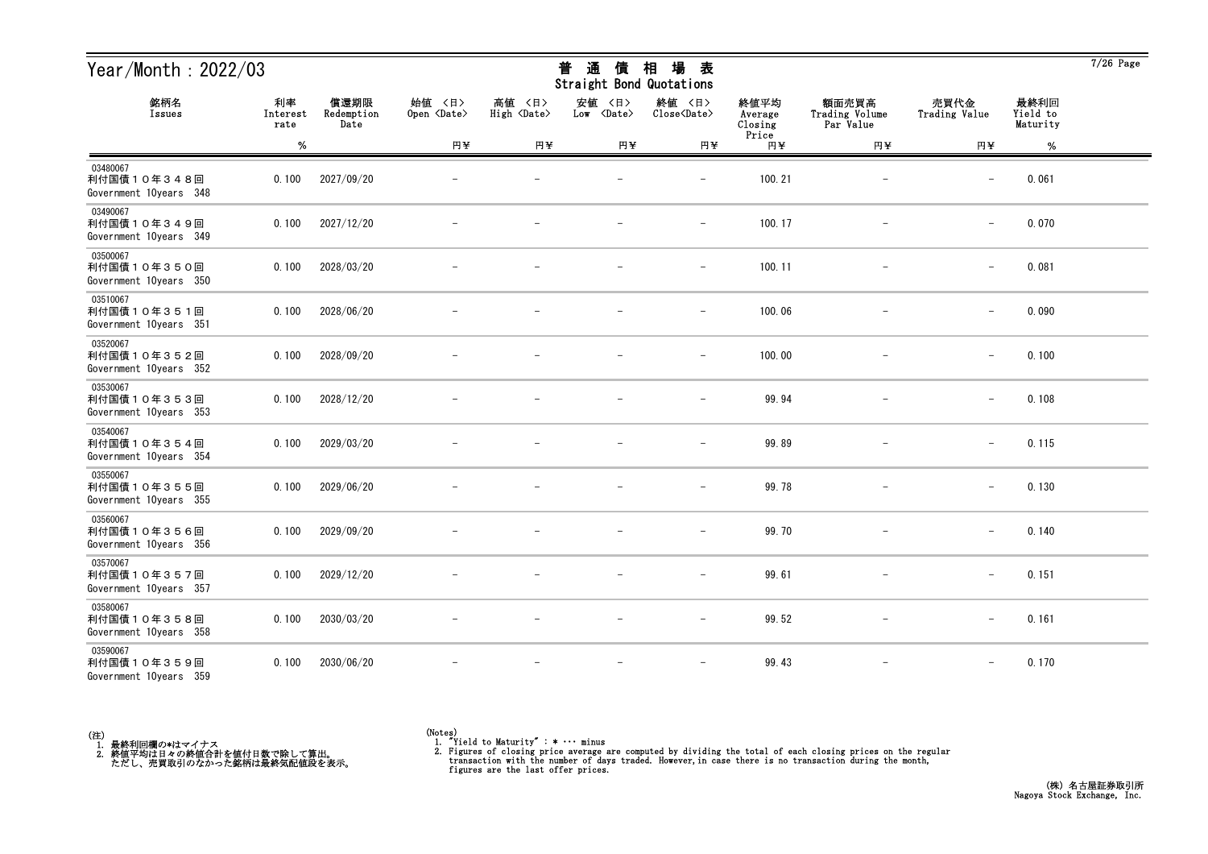# Year/Month : 2022/03

## 普 通 債 相 場 表
Straight Bond Quotations

| 銘柄名<br>Issues | 利率<br>Interest rate<br>% | 償還期限<br>Redemption Date | 始値 〈日〉<br>Open 〈Date〉<br>円¥ | 高値 〈日〉<br>High 〈Date〉<br>円¥ | 安値 〈日〉<br>Low 〈Date〉<br>円¥ | 終値 〈日〉<br>Close〈Date〉<br>円¥ | 終値平均<br>Average Closing Price<br>円¥ | 額面売買高<br>Trading Volume Par Value<br>円¥ | 売買代金<br>Trading Value<br>円¥ | 最終利回<br>Yield to Maturity<br>% |
|---|---|---|---|---|---|---|---|---|---|---|
| 03480067<br>利付国債１０年３４８回<br>Government 10years 348 | 0.100 | 2027/09/20 | － | － | － | － | 100.21 | － | － | 0.061 |
| 03490067<br>利付国債１０年３４９回<br>Government 10years 349 | 0.100 | 2027/12/20 | － | － | － | － | 100.17 | － | － | 0.070 |
| 03500067<br>利付国債１０年３５０回<br>Government 10years 350 | 0.100 | 2028/03/20 | － | － | － | － | 100.11 | － | － | 0.081 |
| 03510067<br>利付国債１０年３５１回<br>Government 10years 351 | 0.100 | 2028/06/20 | － | － | － | － | 100.06 | － | － | 0.090 |
| 03520067<br>利付国債１０年３５２回<br>Government 10years 352 | 0.100 | 2028/09/20 | － | － | － | － | 100.00 | － | － | 0.100 |
| 03530067<br>利付国債１０年３５３回<br>Government 10years 353 | 0.100 | 2028/12/20 | － | － | － | － | 99.94 | － | － | 0.108 |
| 03540067<br>利付国債１０年３５４回<br>Government 10years 354 | 0.100 | 2029/03/20 | － | － | － | － | 99.89 | － | － | 0.115 |
| 03550067<br>利付国債１０年３５５回<br>Government 10years 355 | 0.100 | 2029/06/20 | － | － | － | － | 99.78 | － | － | 0.130 |
| 03560067<br>利付国債１０年３５６回<br>Government 10years 356 | 0.100 | 2029/09/20 | － | － | － | － | 99.70 | － | － | 0.140 |
| 03570067<br>利付国債１０年３５７回<br>Government 10years 357 | 0.100 | 2029/12/20 | － | － | － | － | 99.61 | － | － | 0.151 |
| 03580067<br>利付国債１０年３５８回<br>Government 10years 358 | 0.100 | 2030/03/20 | － | － | － | － | 99.52 | － | － | 0.161 |
| 03590067<br>利付国債１０年３５９回<br>Government 10years 359 | 0.100 | 2030/06/20 | － | － | － | － | 99.43 | － | － | 0.170 |

(注)
1. 最終利回欄の*はマイナス
2. 終値平均は日々の終値合計を値付日数で除して算出。
   ただし、売買取引のなかった銘柄は最終気配値段を表示。

(Notes)
1. "Yield to Maturity" : * ･･･ minus
2. Figures of closing price average are computed by dividing the total of each closing prices on the regular transaction with the number of days traded. However,in case there is no transaction during the month, figures are the last offer prices.

(株) 名古屋証券取引所
Nagoya Stock Exchange, Inc.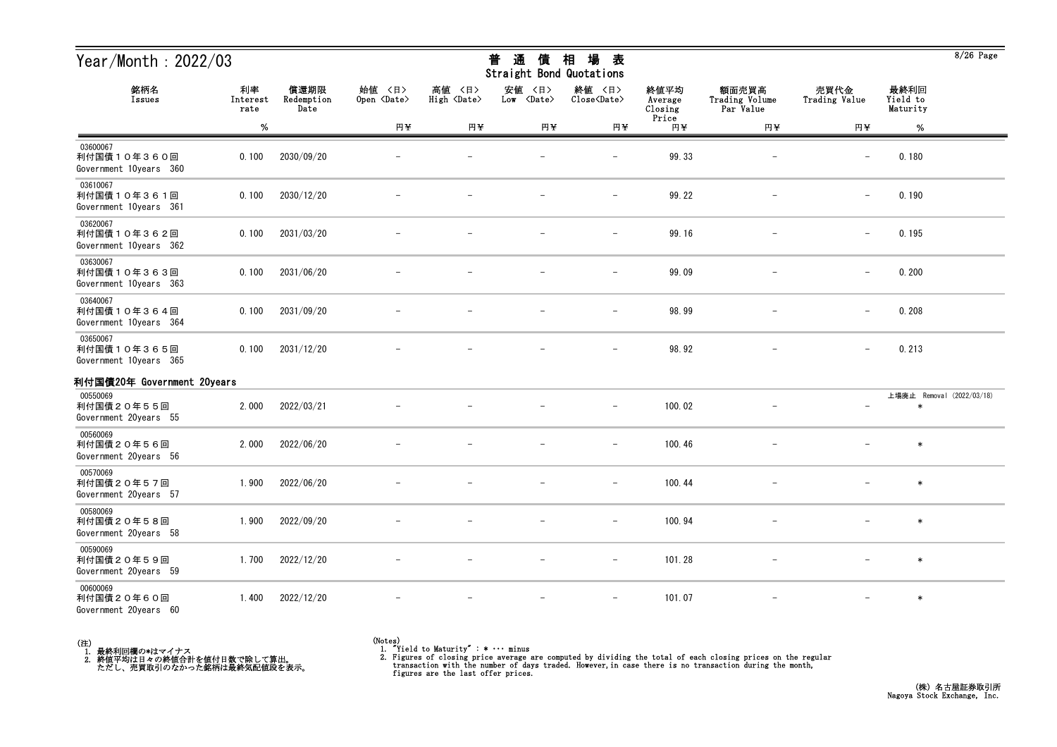# Year/Month : 2022/03

## 普 通 債 相 場 表
## Straight Bond Quotations

| 銘柄名 Issues | 利率 Interest rate % | 償還期限 Redemption Date | 始値 〈日〉 Open 〈Date〉 円¥ | 高値 〈日〉 High 〈Date〉 円¥ | 安値 〈日〉 Low 〈Date〉 円¥ | 終値 〈日〉 Close〈Date〉 円¥ | 終値平均 Average Closing Price 円¥ | 額面売買高 Trading Volume Par Value 円¥ | 売買代金 Trading Value 円¥ | 最終利回 Yield to Maturity % |
|---|---|---|---|---|---|---|---|---|---|---|
| 03600067 利付国債10年360回 Government 10years 360 | 0.100 | 2030/09/20 | － | － | － | － | 99.33 | － | － | 0.180 |
| 03610067 利付国債10年361回 Government 10years 361 | 0.100 | 2030/12/20 | － | － | － | － | 99.22 | － | － | 0.190 |
| 03620067 利付国債10年362回 Government 10years 362 | 0.100 | 2031/03/20 | － | － | － | － | 99.16 | － | － | 0.195 |
| 03630067 利付国債10年363回 Government 10years 363 | 0.100 | 2031/06/20 | － | － | － | － | 99.09 | － | － | 0.200 |
| 03640067 利付国債10年364回 Government 10years 364 | 0.100 | 2031/09/20 | － | － | － | － | 98.99 | － | － | 0.208 |
| 03650067 利付国債10年365回 Government 10years 365 | 0.100 | 2031/12/20 | － | － | － | － | 98.92 | － | － | 0.213 |
| **利付国債20年 Government 20years** | | | | | | | | | | |
| 00550069 利付国債20年55回 Government 20years 55 | 2.000 | 2022/03/21 | － | － | － | － | 100.02 | － | － | 上場廃止 Removal (2022/03/18) * |
| 00560069 利付国債20年56回 Government 20years 56 | 2.000 | 2022/06/20 | － | － | － | － | 100.46 | － | － | * |
| 00570069 利付国債20年57回 Government 20years 57 | 1.900 | 2022/06/20 | － | － | － | － | 100.44 | － | － | * |
| 00580069 利付国債20年58回 Government 20years 58 | 1.900 | 2022/09/20 | － | － | － | － | 100.94 | － | － | * |
| 00590069 利付国債20年59回 Government 20years 59 | 1.700 | 2022/12/20 | － | － | － | － | 101.28 | － | － | * |
| 00600069 利付国債20年60回 Government 20years 60 | 1.400 | 2022/12/20 | － | － | － | － | 101.07 | － | － | * |

(注)
1. 最終利回欄の*はマイナス
2. 終値平均は日々の終値合計を値付日数で除して算出。
   ただし、売買取引のなかった銘柄は最終気配値段を表示。

(Notes)
1. "Yield to Maturity" : * ･･･ minus
2. Figures of closing price average are computed by dividing the total of each closing prices on the regular transaction with the number of days traded. However,in case there is no transaction during the month, figures are the last offer prices.

(株) 名古屋証券取引所
Nagoya Stock Exchange, Inc.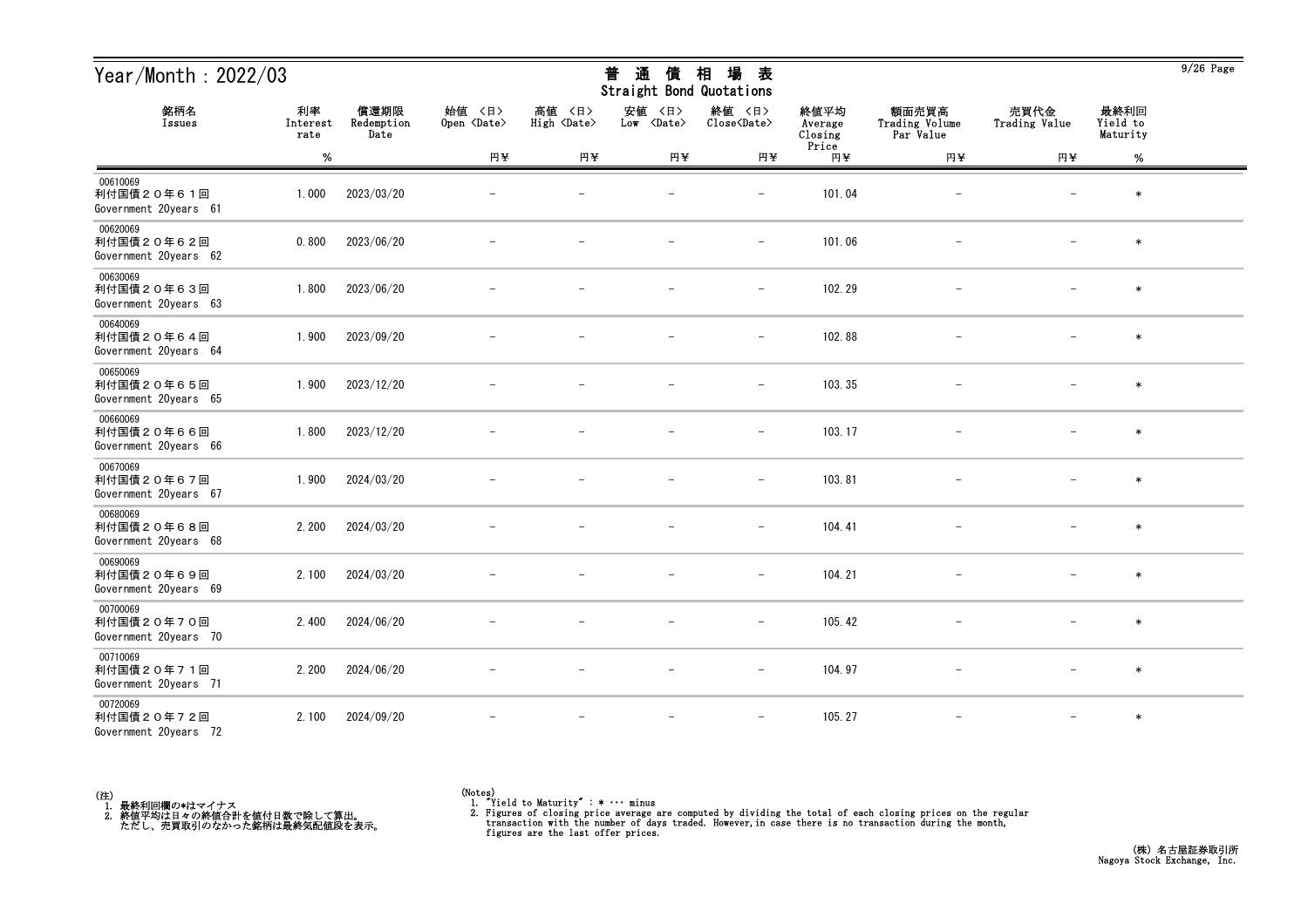# Year/Month：2022/03

## 普　通　債　相　場　表
## Straight Bond Quotations

| 銘柄名 Issues | 利率 Interest rate | 償還期限 Redemption Date | 始値 〈日〉 Open 〈Date〉 | 高値 〈日〉 High 〈Date〉 | 安値 〈日〉 Low 〈Date〉 | 終値 〈日〉 Close〈Date〉 | 終値平均 Average Closing Price | 額面売買高 Trading Volume Par Value | 売買代金 Trading Value | 最終利回 Yield to Maturity |
|---|---|---|---|---|---|---|---|---|---|---|
| | % | | 円¥ | 円¥ | 円¥ | 円¥ | 円¥ | 円¥ | 円¥ | % |
| 00610069 利付国債２０年６１回 Government 20years 61 | 1.000 | 2023/03/20 | － | － | － | － | 101.04 | － | － | * |
| 00620069 利付国債２０年６２回 Government 20years 62 | 0.800 | 2023/06/20 | － | － | － | － | 101.06 | － | － | * |
| 00630069 利付国債２０年６３回 Government 20years 63 | 1.800 | 2023/06/20 | － | － | － | － | 102.29 | － | － | * |
| 00640069 利付国債２０年６４回 Government 20years 64 | 1.900 | 2023/09/20 | － | － | － | － | 102.88 | － | － | * |
| 00650069 利付国債２０年６５回 Government 20years 65 | 1.900 | 2023/12/20 | － | － | － | － | 103.35 | － | － | * |
| 00660069 利付国債２０年６６回 Government 20years 66 | 1.800 | 2023/12/20 | － | － | － | － | 103.17 | － | － | * |
| 00670069 利付国債２０年６７回 Government 20years 67 | 1.900 | 2024/03/20 | － | － | － | － | 103.81 | － | － | * |
| 00680069 利付国債２０年６８回 Government 20years 68 | 2.200 | 2024/03/20 | － | － | － | － | 104.41 | － | － | * |
| 00690069 利付国債２０年６９回 Government 20years 69 | 2.100 | 2024/03/20 | － | － | － | － | 104.21 | － | － | * |
| 00700069 利付国債２０年７０回 Government 20years 70 | 2.400 | 2024/06/20 | － | － | － | － | 105.42 | － | － | * |
| 00710069 利付国債２０年７１回 Government 20years 71 | 2.200 | 2024/06/20 | － | － | － | － | 104.97 | － | － | * |
| 00720069 利付国債２０年７２回 Government 20years 72 | 2.100 | 2024/09/20 | － | － | － | － | 105.27 | － | － | * |

(注)
1. 最終利回欄の*はマイナス
2. 終値平均は日々の終値合計を値付日数で除して算出。
　ただし、売買取引のなかった銘柄は最終気配値段を表示。

(Notes)
1. "Yield to Maturity" : * ･･･ minus
2. Figures of closing price average are computed by dividing the total of each closing prices on the regular transaction with the number of days traded. However,in case there is no transaction during the month, figures are the last offer prices.

(株) 名古屋証券取引所
Nagoya Stock Exchange, Inc.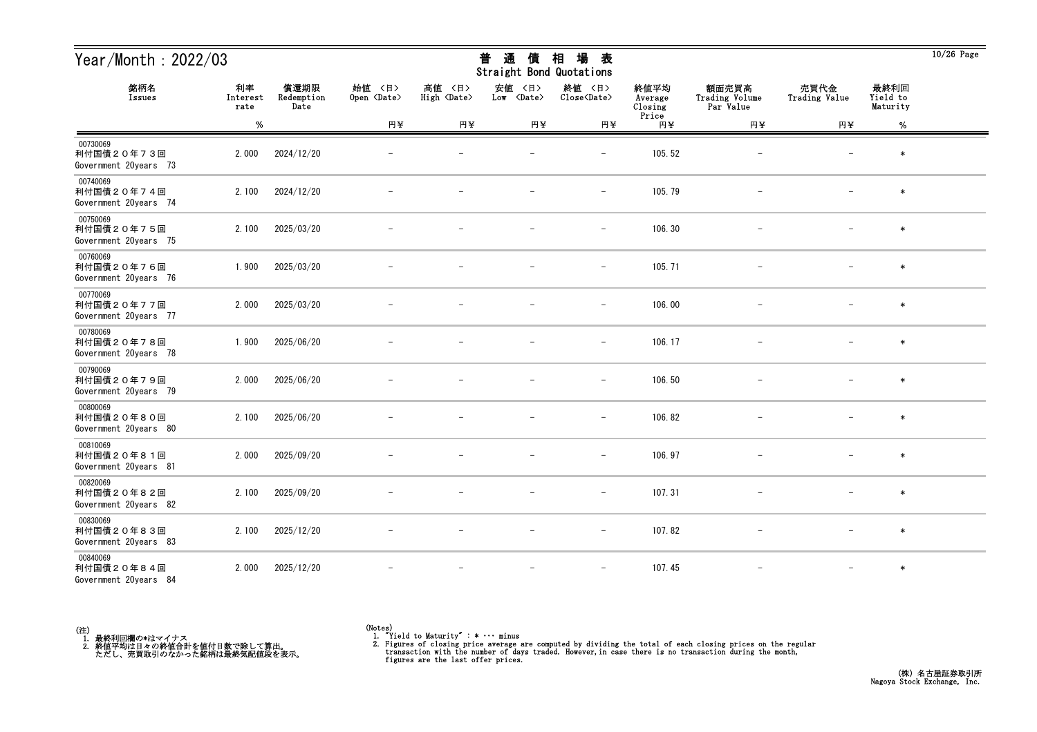# Year/Month : 2022/03

## 普通債相場表
Straight Bond Quotations

| 銘柄名<br>Issues | 利率<br>Interest rate<br>% | 償還期限<br>Redemption Date | 始値 〈日〉<br>Open 〈Date〉<br>円¥ | 高値 〈日〉<br>High 〈Date〉<br>円¥ | 安値 〈日〉<br>Low 〈Date〉<br>円¥ | 終値 〈日〉<br>Close〈Date〉<br>円¥ | 終値平均<br>Average Closing Price<br>円¥ | 額面売買高<br>Trading Volume Par Value<br>円¥ | 売買代金<br>Trading Value<br>円¥ | 最終利回<br>Yield to Maturity<br>% |
|---|---|---|---|---|---|---|---|---|---|---|
| 00730069<br>利付国債２０年７３回<br>Government 20years 73 | 2.000 | 2024/12/20 | － | － | － | － | 105.52 | － | － | * |
| 00740069<br>利付国債２０年７４回<br>Government 20years 74 | 2.100 | 2024/12/20 | － | － | － | － | 105.79 | － | － | * |
| 00750069<br>利付国債２０年７５回<br>Government 20years 75 | 2.100 | 2025/03/20 | － | － | － | － | 106.30 | － | － | * |
| 00760069<br>利付国債２０年７６回<br>Government 20years 76 | 1.900 | 2025/03/20 | － | － | － | － | 105.71 | － | － | * |
| 00770069<br>利付国債２０年７７回<br>Government 20years 77 | 2.000 | 2025/03/20 | － | － | － | － | 106.00 | － | － | * |
| 00780069<br>利付国債２０年７８回<br>Government 20years 78 | 1.900 | 2025/06/20 | － | － | － | － | 106.17 | － | － | * |
| 00790069<br>利付国債２０年７９回<br>Government 20years 79 | 2.000 | 2025/06/20 | － | － | － | － | 106.50 | － | － | * |
| 00800069<br>利付国債２０年８０回<br>Government 20years 80 | 2.100 | 2025/06/20 | － | － | － | － | 106.82 | － | － | * |
| 00810069<br>利付国債２０年８１回<br>Government 20years 81 | 2.000 | 2025/09/20 | － | － | － | － | 106.97 | － | － | * |
| 00820069<br>利付国債２０年８２回<br>Government 20years 82 | 2.100 | 2025/09/20 | － | － | － | － | 107.31 | － | － | * |
| 00830069<br>利付国債２０年８３回<br>Government 20years 83 | 2.100 | 2025/12/20 | － | － | － | － | 107.82 | － | － | * |
| 00840069<br>利付国債２０年８４回<br>Government 20years 84 | 2.000 | 2025/12/20 | － | － | － | － | 107.45 | － | － | * |

(注)
1. 最終利回欄の*はマイナス
2. 終値平均は日々の終値合計を値付日数で除して算出。
   ただし、売買取引のなかった銘柄は最終気配値段を表示。

(Notes)
1. "Yield to Maturity" : * ･･･ minus
2. Figures of closing price average are computed by dividing the total of each closing prices on the regular transaction with the number of days traded. However,in case there is no transaction during the month, figures are the last offer prices.

(株) 名古屋証券取引所
Nagoya Stock Exchange, Inc.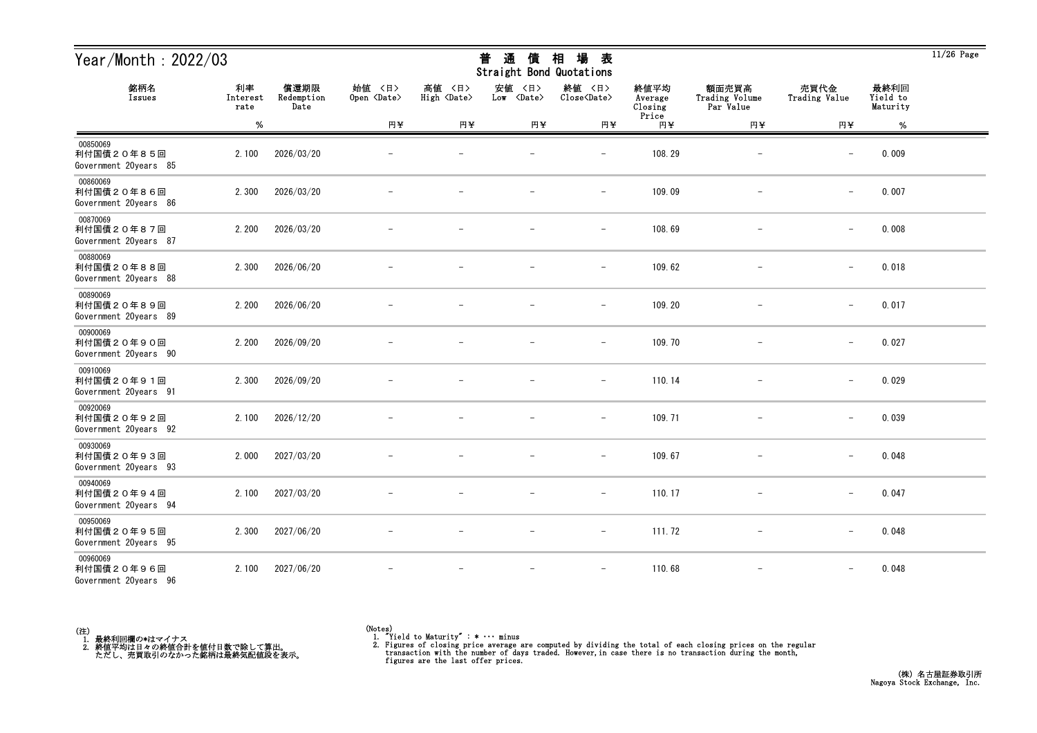# Year/Month : 2022/03

## 普通債相場表
## Straight Bond Quotations

| 銘柄名 Issues | 利率 Interest rate % | 償還期限 Redemption Date | 始値 〈日〉 Open 〈Date〉 円¥ | 高値 〈日〉 High 〈Date〉 円¥ | 安値 〈日〉 Low 〈Date〉 円¥ | 終値 〈日〉 Close〈Date〉 円¥ | 終値平均 Average Closing Price 円¥ | 額面売買高 Trading Volume Par Value 円¥ | 売買代金 Trading Value 円¥ | 最終利回 Yield to Maturity % |
|---|---|---|---|---|---|---|---|---|---|---|
| 00850069 利付国債２０年８５回 Government 20years 85 | 2.100 | 2026/03/20 | － | － | － | － | 108.29 | － | － | 0.009 |
| 00860069 利付国債２０年８６回 Government 20years 86 | 2.300 | 2026/03/20 | － | － | － | － | 109.09 | － | － | 0.007 |
| 00870069 利付国債２０年８７回 Government 20years 87 | 2.200 | 2026/03/20 | － | － | － | － | 108.69 | － | － | 0.008 |
| 00880069 利付国債２０年８８回 Government 20years 88 | 2.300 | 2026/06/20 | － | － | － | － | 109.62 | － | － | 0.018 |
| 00890069 利付国債２０年８９回 Government 20years 89 | 2.200 | 2026/06/20 | － | － | － | － | 109.20 | － | － | 0.017 |
| 00900069 利付国債２０年９０回 Government 20years 90 | 2.200 | 2026/09/20 | － | － | － | － | 109.70 | － | － | 0.027 |
| 00910069 利付国債２０年９１回 Government 20years 91 | 2.300 | 2026/09/20 | － | － | － | － | 110.14 | － | － | 0.029 |
| 00920069 利付国債２０年９２回 Government 20years 92 | 2.100 | 2026/12/20 | － | － | － | － | 109.71 | － | － | 0.039 |
| 00930069 利付国債２０年９３回 Government 20years 93 | 2.000 | 2027/03/20 | － | － | － | － | 109.67 | － | － | 0.048 |
| 00940069 利付国債２０年９４回 Government 20years 94 | 2.100 | 2027/03/20 | － | － | － | － | 110.17 | － | － | 0.047 |
| 00950069 利付国債２０年９５回 Government 20years 95 | 2.300 | 2027/06/20 | － | － | － | － | 111.72 | － | － | 0.048 |
| 00960069 利付国債２０年９６回 Government 20years 96 | 2.100 | 2027/06/20 | － | － | － | － | 110.68 | － | － | 0.048 |

(注)
1. 最終利回欄の*はマイナス
2. 終値平均は日々の終値合計を値付日数で除して算出。
   ただし、売買取引のなかった銘柄は最終気配値段を表示。

(Notes)
1. "Yield to Maturity" : * ··· minus
2. Figures of closing price average are computed by dividing the total of each closing prices on the regular transaction with the number of days traded. However,in case there is no transaction during the month, figures are the last offer prices.

(株) 名古屋証券取引所
Nagoya Stock Exchange, Inc.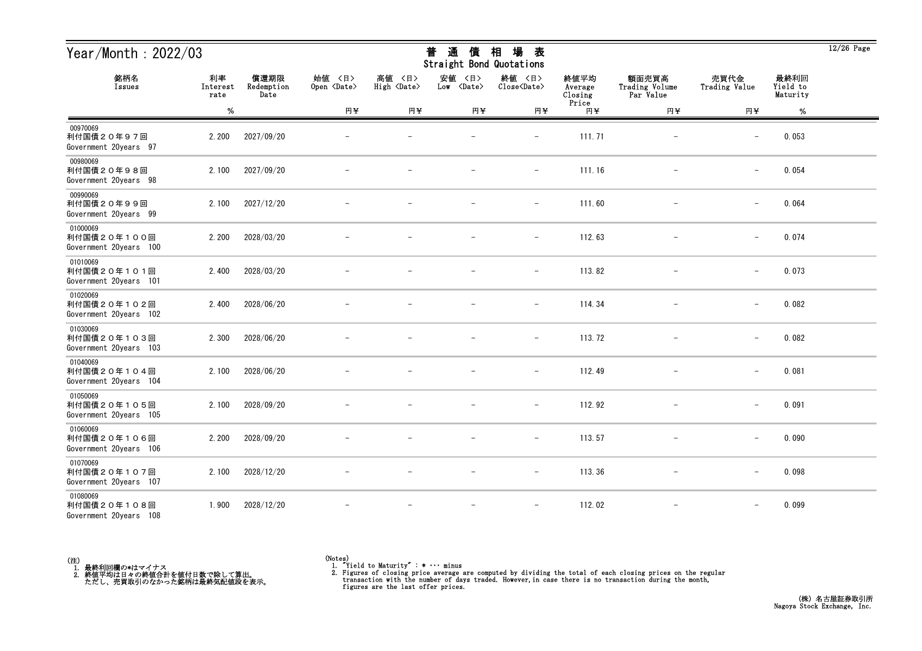# Year/Month：2022/03

## 普通債相場表
## Straight Bond Quotations

| 銘柄名 Issues | 利率 Interest rate % | 償還期限 Redemption Date | 始値 <日> Open <Date> 円¥ | 高値 <日> High <Date> 円¥ | 安値 <日> Low <Date> 円¥ | 終値 <日> Close<Date> 円¥ | 終値平均 Average Closing Price 円¥ | 額面売買高 Trading Volume Par Value 円¥ | 売買代金 Trading Value 円¥ | 最終利回 Yield to Maturity % |
|---|---|---|---|---|---|---|---|---|---|---|
| 00970069 利付国債２０年９７回 Government 20years 97 | 2.200 | 2027/09/20 | － | － | － | － | 111.71 | － | － | 0.053 |
| 00980069 利付国債２０年９８回 Government 20years 98 | 2.100 | 2027/09/20 | － | － | － | － | 111.16 | － | － | 0.054 |
| 00990069 利付国債２０年９９回 Government 20years 99 | 2.100 | 2027/12/20 | － | － | － | － | 111.60 | － | － | 0.064 |
| 01000069 利付国債２０年１００回 Government 20years 100 | 2.200 | 2028/03/20 | － | － | － | － | 112.63 | － | － | 0.074 |
| 01010069 利付国債２０年１０１回 Government 20years 101 | 2.400 | 2028/03/20 | － | － | － | － | 113.82 | － | － | 0.073 |
| 01020069 利付国債２０年１０２回 Government 20years 102 | 2.400 | 2028/06/20 | － | － | － | － | 114.34 | － | － | 0.082 |
| 01030069 利付国債２０年１０３回 Government 20years 103 | 2.300 | 2028/06/20 | － | － | － | － | 113.72 | － | － | 0.082 |
| 01040069 利付国債２０年１０４回 Government 20years 104 | 2.100 | 2028/06/20 | － | － | － | － | 112.49 | － | － | 0.081 |
| 01050069 利付国債２０年１０５回 Government 20years 105 | 2.100 | 2028/09/20 | － | － | － | － | 112.92 | － | － | 0.091 |
| 01060069 利付国債２０年１０６回 Government 20years 106 | 2.200 | 2028/09/20 | － | － | － | － | 113.57 | － | － | 0.090 |
| 01070069 利付国債２０年１０７回 Government 20years 107 | 2.100 | 2028/12/20 | － | － | － | － | 113.36 | － | － | 0.098 |
| 01080069 利付国債２０年１０８回 Government 20years 108 | 1.900 | 2028/12/20 | － | － | － | － | 112.02 | － | － | 0.099 |

(注)
1. 最終利回欄の*はマイナス
2. 終値平均は日々の終値合計を値付日数で除して算出。
   ただし、売買取引のなかった銘柄は最終気配値段を表示。

(Notes)
1. "Yield to Maturity" : * ··· minus
2. Figures of closing price average are computed by dividing the total of each closing prices on the regular transaction with the number of days traded. However,in case there is no transaction during the month, figures are the last offer prices.

(株) 名古屋証券取引所
Nagoya Stock Exchange, Inc.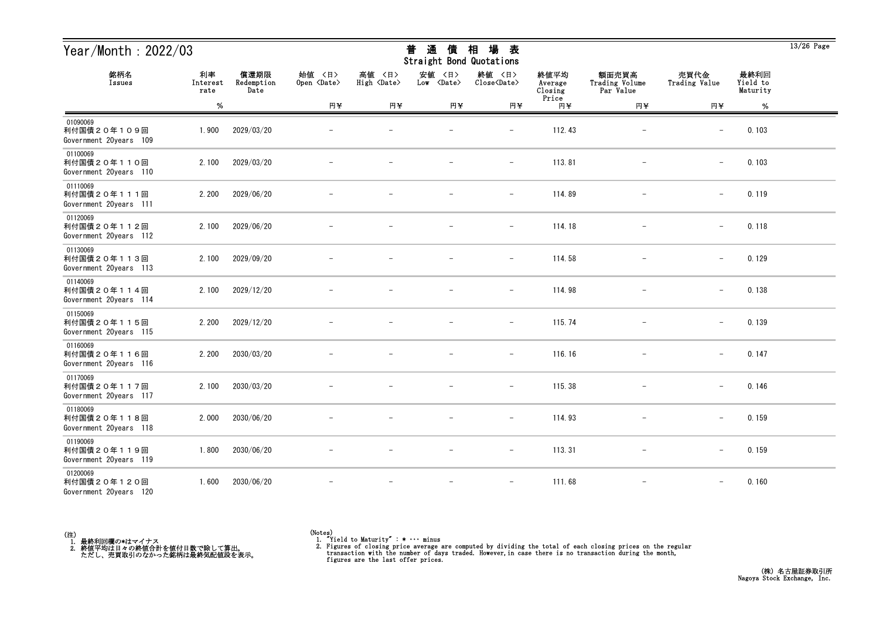# Year/Month：2022/03

## 普通債相場表
## Straight Bond Quotations

| 銘柄名<br>Issues | 利率<br>Interest rate | 償還期限<br>Redemption Date | 始値 <日><br>Open <Date> | 高値 <日><br>High <Date> | 安値 <日><br>Low <Date> | 終値 <日><br>Close<Date> | 終値平均<br>Average Closing Price | 額面売買高<br>Trading Volume Par Value | 売買代金<br>Trading Value | 最終利回<br>Yield to Maturity |
|---|---|---|---|---|---|---|---|---|---|---|
| | % | | 円¥ | 円¥ | 円¥ | 円¥ | 円¥ | 円¥ | 円¥ | % |
| 01090069<br>利付国債２０年１０９回<br>Government 20years 109 | 1.900 | 2029/03/20 | － | － | － | － | 112.43 | － | － | 0.103 |
| 01100069<br>利付国債２０年１１０回<br>Government 20years 110 | 2.100 | 2029/03/20 | － | － | － | － | 113.81 | － | － | 0.103 |
| 01110069<br>利付国債２０年１１１回<br>Government 20years 111 | 2.200 | 2029/06/20 | － | － | － | － | 114.89 | － | － | 0.119 |
| 01120069<br>利付国債２０年１１２回<br>Government 20years 112 | 2.100 | 2029/06/20 | － | － | － | － | 114.18 | － | － | 0.118 |
| 01130069<br>利付国債２０年１１３回<br>Government 20years 113 | 2.100 | 2029/09/20 | － | － | － | － | 114.58 | － | － | 0.129 |
| 01140069<br>利付国債２０年１１４回<br>Government 20years 114 | 2.100 | 2029/12/20 | － | － | － | － | 114.98 | － | － | 0.138 |
| 01150069<br>利付国債２０年１１５回<br>Government 20years 115 | 2.200 | 2029/12/20 | － | － | － | － | 115.74 | － | － | 0.139 |
| 01160069<br>利付国債２０年１１６回<br>Government 20years 116 | 2.200 | 2030/03/20 | － | － | － | － | 116.16 | － | － | 0.147 |
| 01170069<br>利付国債２０年１１７回<br>Government 20years 117 | 2.100 | 2030/03/20 | － | － | － | － | 115.38 | － | － | 0.146 |
| 01180069<br>利付国債２０年１１８回<br>Government 20years 118 | 2.000 | 2030/06/20 | － | － | － | － | 114.93 | － | － | 0.159 |
| 01190069<br>利付国債２０年１１９回<br>Government 20years 119 | 1.800 | 2030/06/20 | － | － | － | － | 113.31 | － | － | 0.159 |
| 01200069<br>利付国債２０年１２０回<br>Government 20years 120 | 1.600 | 2030/06/20 | － | － | － | － | 111.68 | － | － | 0.160 |

(注)
1. 最終利回欄の*はマイナス
2. 終値平均は日々の終値合計を値付日数で除して算出。
   ただし、売買取引のなかった銘柄は最終気配値段を表示。

(Notes)
1. "Yield to Maturity" : * ··· minus
2. Figures of closing price average are computed by dividing the total of each closing prices on the regular transaction with the number of days traded. However, in case there is no transaction during the month, figures are the last offer prices.

(株) 名古屋証券取引所
Nagoya Stock Exchange, Inc.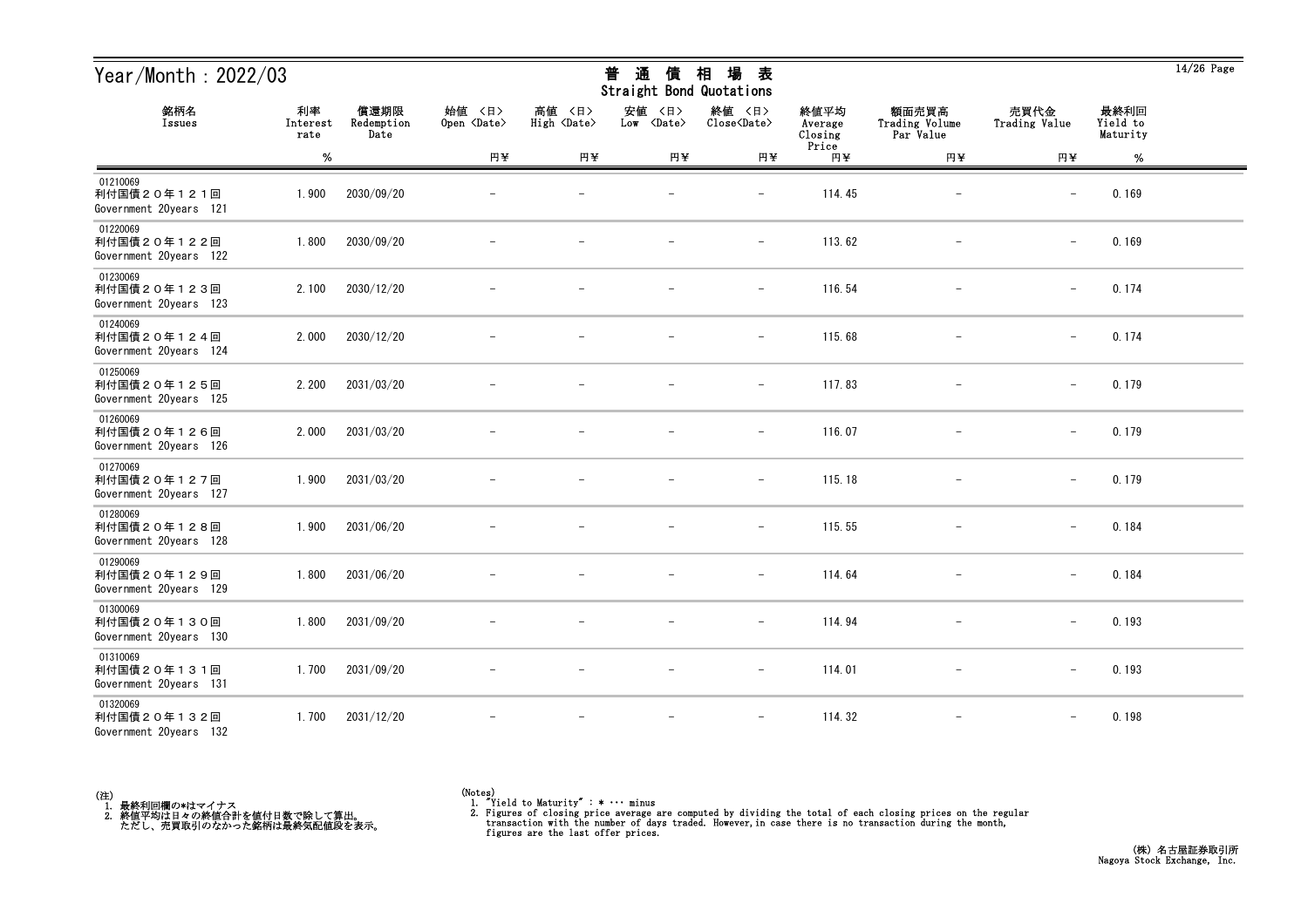# Year/Month : 2022/03

## 普通債相場表
Straight Bond Quotations

| 銘柄名 Issues | 利率 Interest rate % | 償還期限 Redemption Date | 始値 <日> Open <Date> 円¥ | 高値 <日> High <Date> 円¥ | 安値 <日> Low <Date> 円¥ | 終値 <日> Close<Date> 円¥ | 終値平均 Average Closing Price 円¥ | 額面売買高 Trading Volume Par Value 円¥ | 売買代金 Trading Value 円¥ | 最終利回 Yield to Maturity % |
|---|---|---|---|---|---|---|---|---|---|---|
| 01210069 利付国債２０年１２１回 Government 20years 121 | 1.900 | 2030/09/20 | － | － | － | － | 114.45 | － | － | 0.169 |
| 01220069 利付国債２０年１２２回 Government 20years 122 | 1.800 | 2030/09/20 | － | － | － | － | 113.62 | － | － | 0.169 |
| 01230069 利付国債２０年１２３回 Government 20years 123 | 2.100 | 2030/12/20 | － | － | － | － | 116.54 | － | － | 0.174 |
| 01240069 利付国債２０年１２４回 Government 20years 124 | 2.000 | 2030/12/20 | － | － | － | － | 115.68 | － | － | 0.174 |
| 01250069 利付国債２０年１２５回 Government 20years 125 | 2.200 | 2031/03/20 | － | － | － | － | 117.83 | － | － | 0.179 |
| 01260069 利付国債２０年１２６回 Government 20years 126 | 2.000 | 2031/03/20 | － | － | － | － | 116.07 | － | － | 0.179 |
| 01270069 利付国債２０年１２７回 Government 20years 127 | 1.900 | 2031/03/20 | － | － | － | － | 115.18 | － | － | 0.179 |
| 01280069 利付国債２０年１２８回 Government 20years 128 | 1.900 | 2031/06/20 | － | － | － | － | 115.55 | － | － | 0.184 |
| 01290069 利付国債２０年１２９回 Government 20years 129 | 1.800 | 2031/06/20 | － | － | － | － | 114.64 | － | － | 0.184 |
| 01300069 利付国債２０年１３０回 Government 20years 130 | 1.800 | 2031/09/20 | － | － | － | － | 114.94 | － | － | 0.193 |
| 01310069 利付国債２０年１３１回 Government 20years 131 | 1.700 | 2031/09/20 | － | － | － | － | 114.01 | － | － | 0.193 |
| 01320069 利付国債２０年１３２回 Government 20years 132 | 1.700 | 2031/12/20 | － | － | － | － | 114.32 | － | － | 0.198 |

(注)
1. 最終利回欄の*はマイナス
2. 終値平均は日々の終値合計を値付日数で除して算出。
   ただし、売買取引のなかった銘柄は最終気配値段を表示。

(Notes)
1. "Yield to Maturity" : * … minus
2. Figures of closing price average are computed by dividing the total of each closing prices on the regular transaction with the number of days traded. However,in case there is no transaction during the month, figures are the last offer prices.

(株) 名古屋証券取引所
Nagoya Stock Exchange, Inc.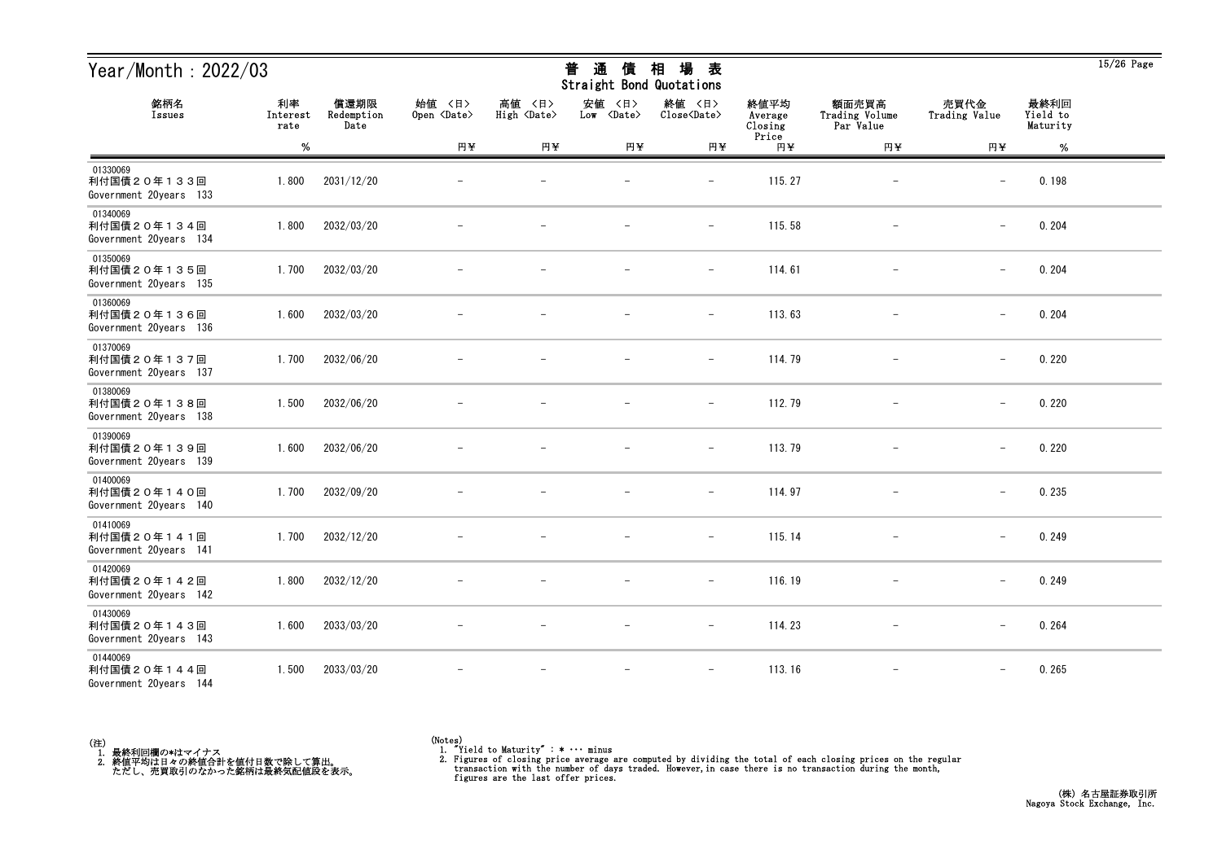# Year/Month : 2022/03

## 普 通 債 相 場 表
Straight Bond Quotations

| 銘柄名<br>Issues | 利率<br>Interest rate<br>% | 償還期限<br>Redemption Date | 始値 〈日〉<br>Open 〈Date〉<br>円¥ | 高値 〈日〉<br>High 〈Date〉<br>円¥ | 安値 〈日〉<br>Low 〈Date〉<br>円¥ | 終値 〈日〉<br>Close〈Date〉<br>円¥ | 終値平均<br>Average Closing Price<br>円¥ | 額面売買高<br>Trading Volume Par Value<br>円¥ | 売買代金<br>Trading Value<br>円¥ | 最終利回<br>Yield to Maturity<br>% |
|---|---|---|---|---|---|---|---|---|---|---|
| 01330069<br>利付国債２０年１３３回<br>Government 20years 133 | 1.800 | 2031/12/20 | － | － | － | － | 115.27 | － | － | 0.198 |
| 01340069<br>利付国債２０年１３４回<br>Government 20years 134 | 1.800 | 2032/03/20 | － | － | － | － | 115.58 | － | － | 0.204 |
| 01350069<br>利付国債２０年１３５回<br>Government 20years 135 | 1.700 | 2032/03/20 | － | － | － | － | 114.61 | － | － | 0.204 |
| 01360069<br>利付国債２０年１３６回<br>Government 20years 136 | 1.600 | 2032/03/20 | － | － | － | － | 113.63 | － | － | 0.204 |
| 01370069<br>利付国債２０年１３７回<br>Government 20years 137 | 1.700 | 2032/06/20 | － | － | － | － | 114.79 | － | － | 0.220 |
| 01380069<br>利付国債２０年１３８回<br>Government 20years 138 | 1.500 | 2032/06/20 | － | － | － | － | 112.79 | － | － | 0.220 |
| 01390069<br>利付国債２０年１３９回<br>Government 20years 139 | 1.600 | 2032/06/20 | － | － | － | － | 113.79 | － | － | 0.220 |
| 01400069<br>利付国債２０年１４０回<br>Government 20years 140 | 1.700 | 2032/09/20 | － | － | － | － | 114.97 | － | － | 0.235 |
| 01410069<br>利付国債２０年１４１回<br>Government 20years 141 | 1.700 | 2032/12/20 | － | － | － | － | 115.14 | － | － | 0.249 |
| 01420069<br>利付国債２０年１４２回<br>Government 20years 142 | 1.800 | 2032/12/20 | － | － | － | － | 116.19 | － | － | 0.249 |
| 01430069<br>利付国債２０年１４３回<br>Government 20years 143 | 1.600 | 2033/03/20 | － | － | － | － | 114.23 | － | － | 0.264 |
| 01440069<br>利付国債２０年１４４回<br>Government 20years 144 | 1.500 | 2033/03/20 | － | － | － | － | 113.16 | － | － | 0.265 |

(注)
1. 最終利回欄の*はマイナス
2. 終値平均は日々の終値合計を値付日数で除して算出。
   ただし、売買取引のなかった銘柄は最終気配値段を表示。

(Notes)
1. "Yield to Maturity" : * ··· minus
2. Figures of closing price average are computed by dividing the total of each closing prices on the regular transaction with the number of days traded. However,in case there is no transaction during the month, figures are the last offer prices.

(株) 名古屋証券取引所
Nagoya Stock Exchange, Inc.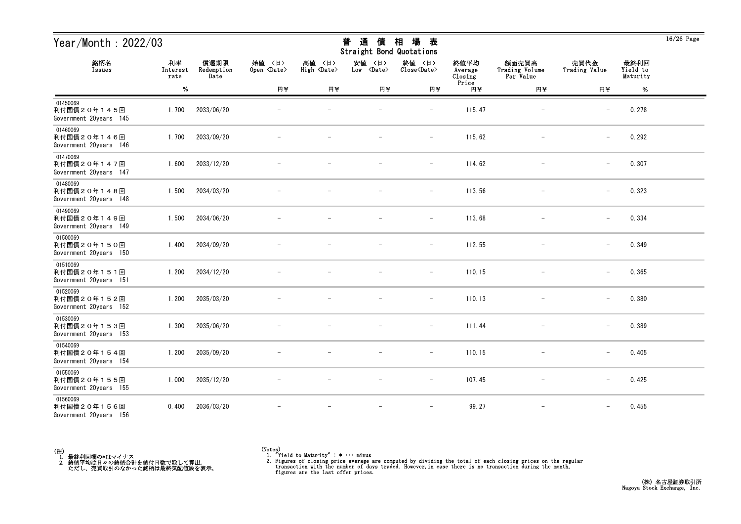# Year/Month : 2022/03

## 普通債相場表
Straight Bond Quotations

| 銘柄名 Issues | 利率 Interest rate | 償還期限 Redemption Date | 始値 <日> Open <Date> | 高値 <日> High <Date> | 安値 <日> Low <Date> | 終値 <日> Close<Date> | 終値平均 Average Closing Price | 額面売買高 Trading Volume Par Value | 売買代金 Trading Value | 最終利回 Yield to Maturity |
|---|---|---|---|---|---|---|---|---|---|---|
| | % | | 円¥ | 円¥ | 円¥ | 円¥ | 円¥ | 円¥ | 円¥ | % |
| 01450069 利付国債２０年１４５回 Government 20years 145 | 1.700 | 2033/06/20 | － | － | － | － | 115.47 | － | － | 0.278 |
| 01460069 利付国債２０年１４６回 Government 20years 146 | 1.700 | 2033/09/20 | － | － | － | － | 115.62 | － | － | 0.292 |
| 01470069 利付国債２０年１４７回 Government 20years 147 | 1.600 | 2033/12/20 | － | － | － | － | 114.62 | － | － | 0.307 |
| 01480069 利付国債２０年１４８回 Government 20years 148 | 1.500 | 2034/03/20 | － | － | － | － | 113.56 | － | － | 0.323 |
| 01490069 利付国債２０年１４９回 Government 20years 149 | 1.500 | 2034/06/20 | － | － | － | － | 113.68 | － | － | 0.334 |
| 01500069 利付国債２０年１５０回 Government 20years 150 | 1.400 | 2034/09/20 | － | － | － | － | 112.55 | － | － | 0.349 |
| 01510069 利付国債２０年１５１回 Government 20years 151 | 1.200 | 2034/12/20 | － | － | － | － | 110.15 | － | － | 0.365 |
| 01520069 利付国債２０年１５２回 Government 20years 152 | 1.200 | 2035/03/20 | － | － | － | － | 110.13 | － | － | 0.380 |
| 01530069 利付国債２０年１５３回 Government 20years 153 | 1.300 | 2035/06/20 | － | － | － | － | 111.44 | － | － | 0.389 |
| 01540069 利付国債２０年１５４回 Government 20years 154 | 1.200 | 2035/09/20 | － | － | － | － | 110.15 | － | － | 0.405 |
| 01550069 利付国債２０年１５５回 Government 20years 155 | 1.000 | 2035/12/20 | － | － | － | － | 107.45 | － | － | 0.425 |
| 01560069 利付国債２０年１５６回 Government 20years 156 | 0.400 | 2036/03/20 | － | － | － | － | 99.27 | － | － | 0.455 |

(注)
1. 最終利回欄の*はマイナス
2. 終値平均は日々の終値合計を値付日数で除して算出。
   ただし、売買取引のなかった銘柄は最終気配値段を表示。

(Notes)
1. "Yield to Maturity" : * ··· minus
2. Figures of closing price average are computed by dividing the total of each closing prices on the regular transaction with the number of days traded. However,in case there is no transaction during the month, figures are the last offer prices.

(株) 名古屋証券取引所
Nagoya Stock Exchange, Inc.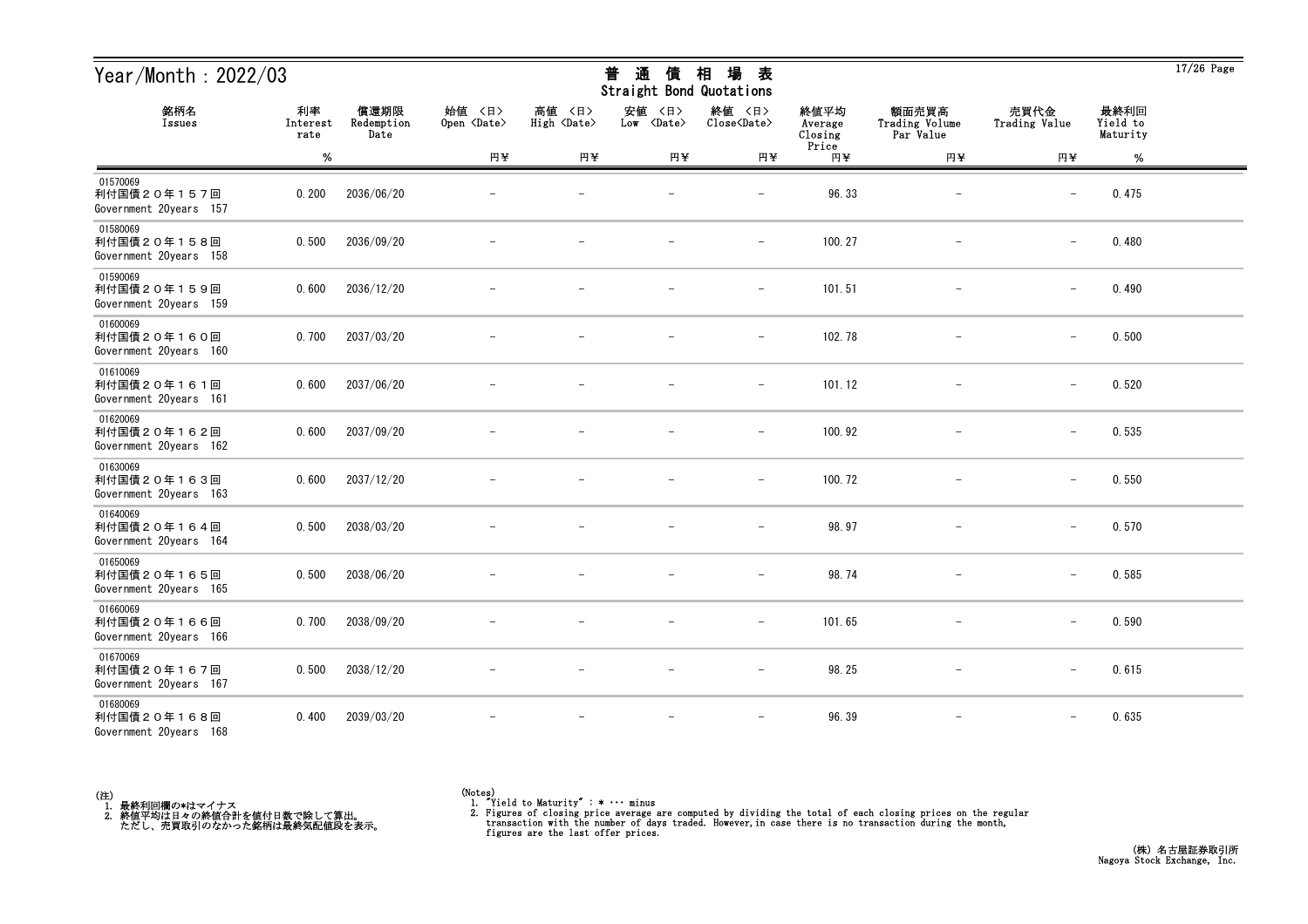# Year/Month : 2022/03

## 普　通　債　相　場　表
## Straight Bond Quotations

| 銘柄名 Issues | 利率 Interest rate | 償還期限 Redemption Date | 始値 <日> Open <Date> | 高値 <日> High <Date> | 安値 <日> Low <Date> | 終値 <日> Close<Date> | 終値平均 Average Closing Price | 額面売買高 Trading Volume Par Value | 売買代金 Trading Value | 最終利回 Yield to Maturity |
|---|---|---|---|---|---|---|---|---|---|---|
| | % | | 円¥ | 円¥ | 円¥ | 円¥ | 円¥ | 円¥ | 円¥ | % |
| 01570069 利付国債２０年１５７回 Government 20years 157 | 0.200 | 2036/06/20 | － | － | － | － | 96.33 | － | － | 0.475 |
| 01580069 利付国債２０年１５８回 Government 20years 158 | 0.500 | 2036/09/20 | － | － | － | － | 100.27 | － | － | 0.480 |
| 01590069 利付国債２０年１５９回 Government 20years 159 | 0.600 | 2036/12/20 | － | － | － | － | 101.51 | － | － | 0.490 |
| 01600069 利付国債２０年１６０回 Government 20years 160 | 0.700 | 2037/03/20 | － | － | － | － | 102.78 | － | － | 0.500 |
| 01610069 利付国債２０年１６１回 Government 20years 161 | 0.600 | 2037/06/20 | － | － | － | － | 101.12 | － | － | 0.520 |
| 01620069 利付国債２０年１６２回 Government 20years 162 | 0.600 | 2037/09/20 | － | － | － | － | 100.92 | － | － | 0.535 |
| 01630069 利付国債２０年１６３回 Government 20years 163 | 0.600 | 2037/12/20 | － | － | － | － | 100.72 | － | － | 0.550 |
| 01640069 利付国債２０年１６４回 Government 20years 164 | 0.500 | 2038/03/20 | － | － | － | － | 98.97 | － | － | 0.570 |
| 01650069 利付国債２０年１６５回 Government 20years 165 | 0.500 | 2038/06/20 | － | － | － | － | 98.74 | － | － | 0.585 |
| 01660069 利付国債２０年１６６回 Government 20years 166 | 0.700 | 2038/09/20 | － | － | － | － | 101.65 | － | － | 0.590 |
| 01670069 利付国債２０年１６７回 Government 20years 167 | 0.500 | 2038/12/20 | － | － | － | － | 98.25 | － | － | 0.615 |
| 01680069 利付国債２０年１６８回 Government 20years 168 | 0.400 | 2039/03/20 | － | － | － | － | 96.39 | － | － | 0.635 |

(注)
1. 最終利回欄の*はマイナス
2. 終値平均は日々の終値合計を値付日数で除して算出。
　ただし、売買取引のなかった銘柄は最終気配値段を表示。

(Notes)
1. "Yield to Maturity" : * ･･･ minus
2. Figures of closing price average are computed by dividing the total of each closing prices on the regular transaction with the number of days traded. However, in case there is no transaction during the month, figures are the last offer prices.

(株) 名古屋証券取引所
Nagoya Stock Exchange, Inc.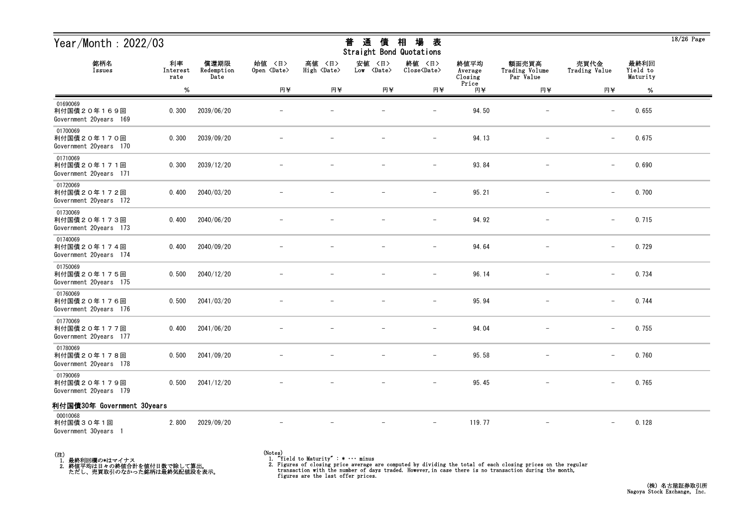# Year/Month : 2022/03

## 普通債相場表
## Straight Bond Quotations

| 銘柄名 Issues | 利率 Interest rate % | 償還期限 Redemption Date | 始値 〈日〉 Open 〈Date〉 円¥ | 高値 〈日〉 High 〈Date〉 円¥ | 安値 〈日〉 Low 〈Date〉 円¥ | 終値 〈日〉 Close〈Date〉 円¥ | 終値平均 Average Closing Price 円¥ | 額面売買高 Trading Volume Par Value 円¥ | 売買代金 Trading Value 円¥ | 最終利回 Yield to Maturity % |
|---|---|---|---|---|---|---|---|---|---|---|
| 01690069 利付国債２０年１６９回 Government 20years 169 | 0.300 | 2039/06/20 | − | − | − | − | 94.50 | − | − | 0.655 |
| 01700069 利付国債２０年１７０回 Government 20years 170 | 0.300 | 2039/09/20 | − | − | − | − | 94.13 | − | − | 0.675 |
| 01710069 利付国債２０年１７１回 Government 20years 171 | 0.300 | 2039/12/20 | − | − | − | − | 93.84 | − | − | 0.690 |
| 01720069 利付国債２０年１７２回 Government 20years 172 | 0.400 | 2040/03/20 | − | − | − | − | 95.21 | − | − | 0.700 |
| 01730069 利付国債２０年１７３回 Government 20years 173 | 0.400 | 2040/06/20 | − | − | − | − | 94.92 | − | − | 0.715 |
| 01740069 利付国債２０年１７４回 Government 20years 174 | 0.400 | 2040/09/20 | − | − | − | − | 94.64 | − | − | 0.729 |
| 01750069 利付国債２０年１７５回 Government 20years 175 | 0.500 | 2040/12/20 | − | − | − | − | 96.14 | − | − | 0.734 |
| 01760069 利付国債２０年１７６回 Government 20years 176 | 0.500 | 2041/03/20 | − | − | − | − | 95.94 | − | − | 0.744 |
| 01770069 利付国債２０年１７７回 Government 20years 177 | 0.400 | 2041/06/20 | − | − | − | − | 94.04 | − | − | 0.755 |
| 01780069 利付国債２０年１７８回 Government 20years 178 | 0.500 | 2041/09/20 | − | − | − | − | 95.58 | − | − | 0.760 |
| 01790069 利付国債２０年１７９回 Government 20years 179 | 0.500 | 2041/12/20 | − | − | − | − | 95.45 | − | − | 0.765 |
| **利付国債30年 Government 30years** | | | | | | | | | | |
| 00010068 利付国債３０年１回 Government 30years 1 | 2.800 | 2029/09/20 | − | − | − | − | 119.77 | − | − | 0.128 |

(注)
1. 最終利回欄の*はマイナス
2. 終値平均は日々の終値合計を値付日数で除して算出。
   ただし、売買取引のなかった銘柄は最終気配値段を表示。

(Notes)
1. "Yield to Maturity" : * ··· minus
2. Figures of closing price average are computed by dividing the total of each closing prices on the regular transaction with the number of days traded. However, in case there is no transaction during the month, figures are the last offer prices.

(株) 名古屋証券取引所
Nagoya Stock Exchange, Inc.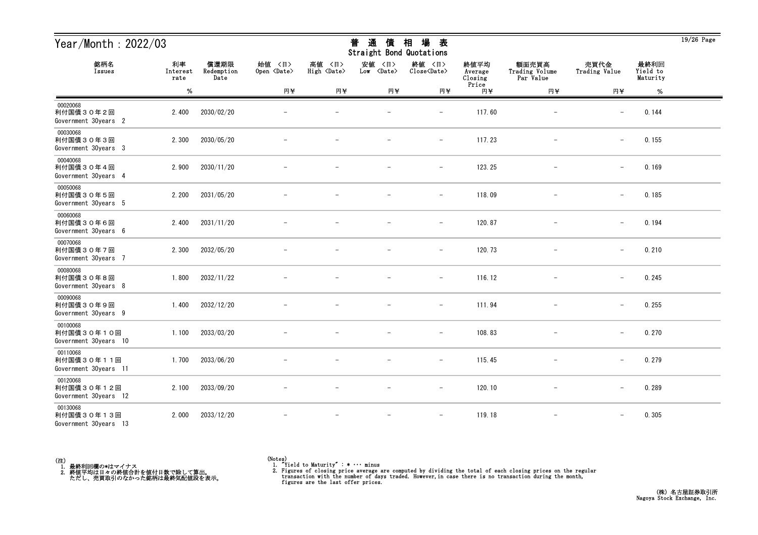# Year/Month : 2022/03

## 普通債相場表
## Straight Bond Quotations

| 銘柄名<br>Issues | 利率<br>Interest rate<br>% | 償還期限<br>Redemption Date | 始値 〈日〉<br>Open 〈Date〉<br>円¥ | 高値 〈日〉<br>High 〈Date〉<br>円¥ | 安値 〈日〉<br>Low 〈Date〉<br>円¥ | 終値 〈日〉<br>Close〈Date〉<br>円¥ | 終値平均<br>Average Closing Price<br>円¥ | 額面売買高<br>Trading Volume Par Value<br>円¥ | 売買代金<br>Trading Value<br>円¥ | 最終利回<br>Yield to Maturity<br>% |
|---|---|---|---|---|---|---|---|---|---|---|
| 00020068<br>利付国債３０年２回<br>Government 30years 2 | 2.400 | 2030/02/20 | − | − | − | − | 117.60 | − | − | 0.144 |
| 00030068<br>利付国債３０年３回<br>Government 30years 3 | 2.300 | 2030/05/20 | − | − | − | − | 117.23 | − | − | 0.155 |
| 00040068<br>利付国債３０年４回<br>Government 30years 4 | 2.900 | 2030/11/20 | − | − | − | − | 123.25 | − | − | 0.169 |
| 00050068<br>利付国債３０年５回<br>Government 30years 5 | 2.200 | 2031/05/20 | − | − | − | − | 118.09 | − | − | 0.185 |
| 00060068<br>利付国債３０年６回<br>Government 30years 6 | 2.400 | 2031/11/20 | − | − | − | − | 120.87 | − | − | 0.194 |
| 00070068<br>利付国債３０年７回<br>Government 30years 7 | 2.300 | 2032/05/20 | − | − | − | − | 120.73 | − | − | 0.210 |
| 00080068<br>利付国債３０年８回<br>Government 30years 8 | 1.800 | 2032/11/22 | − | − | − | − | 116.12 | − | − | 0.245 |
| 00090068<br>利付国債３０年９回<br>Government 30years 9 | 1.400 | 2032/12/20 | − | − | − | − | 111.94 | − | − | 0.255 |
| 00100068<br>利付国債３０年１０回<br>Government 30years 10 | 1.100 | 2033/03/20 | − | − | − | − | 108.83 | − | − | 0.270 |
| 00110068<br>利付国債３０年１１回<br>Government 30years 11 | 1.700 | 2033/06/20 | − | − | − | − | 115.45 | − | − | 0.279 |
| 00120068<br>利付国債３０年１２回<br>Government 30years 12 | 2.100 | 2033/09/20 | − | − | − | − | 120.10 | − | − | 0.289 |
| 00130068<br>利付国債３０年１３回<br>Government 30years 13 | 2.000 | 2033/12/20 | − | − | − | − | 119.18 | − | − | 0.305 |

(注)
1. 最終利回欄の*はマイナス
2. 終値平均は日々の終値合計を値付日数で除して算出。
   ただし、売買取引のなかった銘柄は最終気配値段を表示。

(Notes)
1. "Yield to Maturity" : * ··· minus
2. Figures of closing price average are computed by dividing the total of each closing prices on the regular transaction with the number of days traded. However,in case there is no transaction during the month, figures are the last offer prices.

(株) 名古屋証券取引所
Nagoya Stock Exchange, Inc.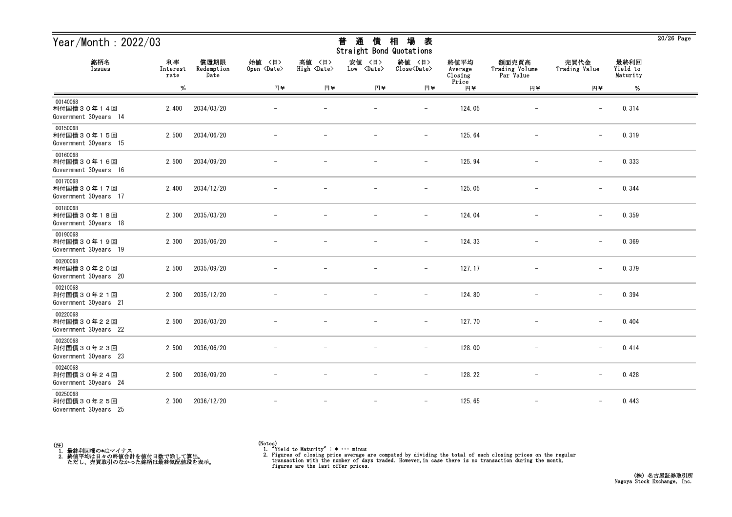# Year/Month : 2022/03

## 普通債相場表
Straight Bond Quotations

| 銘柄名 Issues | 利率 Interest rate % | 償還期限 Redemption Date | 始値 <日> Open <Date> 円¥ | 高値 <日> High <Date> 円¥ | 安値 <日> Low <Date> 円¥ | 終値 <日> Close<Date> 円¥ | 終値平均 Average Closing Price 円¥ | 額面売買高 Trading Volume Par Value 円¥ | 売買代金 Trading Value 円¥ | 最終利回 Yield to Maturity % |
|---|---|---|---|---|---|---|---|---|---|---|
| 00140068 利付国債３０年１４回 Government 30years 14 | 2.400 | 2034/03/20 | － | － | － | － | 124.05 | － | － | 0.314 |
| 00150068 利付国債３０年１５回 Government 30years 15 | 2.500 | 2034/06/20 | － | － | － | － | 125.64 | － | － | 0.319 |
| 00160068 利付国債３０年１６回 Government 30years 16 | 2.500 | 2034/09/20 | － | － | － | － | 125.94 | － | － | 0.333 |
| 00170068 利付国債３０年１７回 Government 30years 17 | 2.400 | 2034/12/20 | － | － | － | － | 125.05 | － | － | 0.344 |
| 00180068 利付国債３０年１８回 Government 30years 18 | 2.300 | 2035/03/20 | － | － | － | － | 124.04 | － | － | 0.359 |
| 00190068 利付国債３０年１９回 Government 30years 19 | 2.300 | 2035/06/20 | － | － | － | － | 124.33 | － | － | 0.369 |
| 00200068 利付国債３０年２０回 Government 30years 20 | 2.500 | 2035/09/20 | － | － | － | － | 127.17 | － | － | 0.379 |
| 00210068 利付国債３０年２１回 Government 30years 21 | 2.300 | 2035/12/20 | － | － | － | － | 124.80 | － | － | 0.394 |
| 00220068 利付国債３０年２２回 Government 30years 22 | 2.500 | 2036/03/20 | － | － | － | － | 127.70 | － | － | 0.404 |
| 00230068 利付国債３０年２３回 Government 30years 23 | 2.500 | 2036/06/20 | － | － | － | － | 128.00 | － | － | 0.414 |
| 00240068 利付国債３０年２４回 Government 30years 24 | 2.500 | 2036/09/20 | － | － | － | － | 128.22 | － | － | 0.428 |
| 00250068 利付国債３０年２５回 Government 30years 25 | 2.300 | 2036/12/20 | － | － | － | － | 125.65 | － | － | 0.443 |

(注)
1. 最終利回欄の*はマイナス
2. 終値平均は日々の終値合計を値付日数で除して算出。
   ただし、売買取引のなかった銘柄は最終気配値段を表示。

(Notes)
1. "Yield to Maturity" : * ･･･ minus
2. Figures of closing price average are computed by dividing the total of each closing prices on the regular transaction with the number of days traded. However,in case there is no transaction during the month, figures are the last offer prices.

(株) 名古屋証券取引所
Nagoya Stock Exchange, Inc.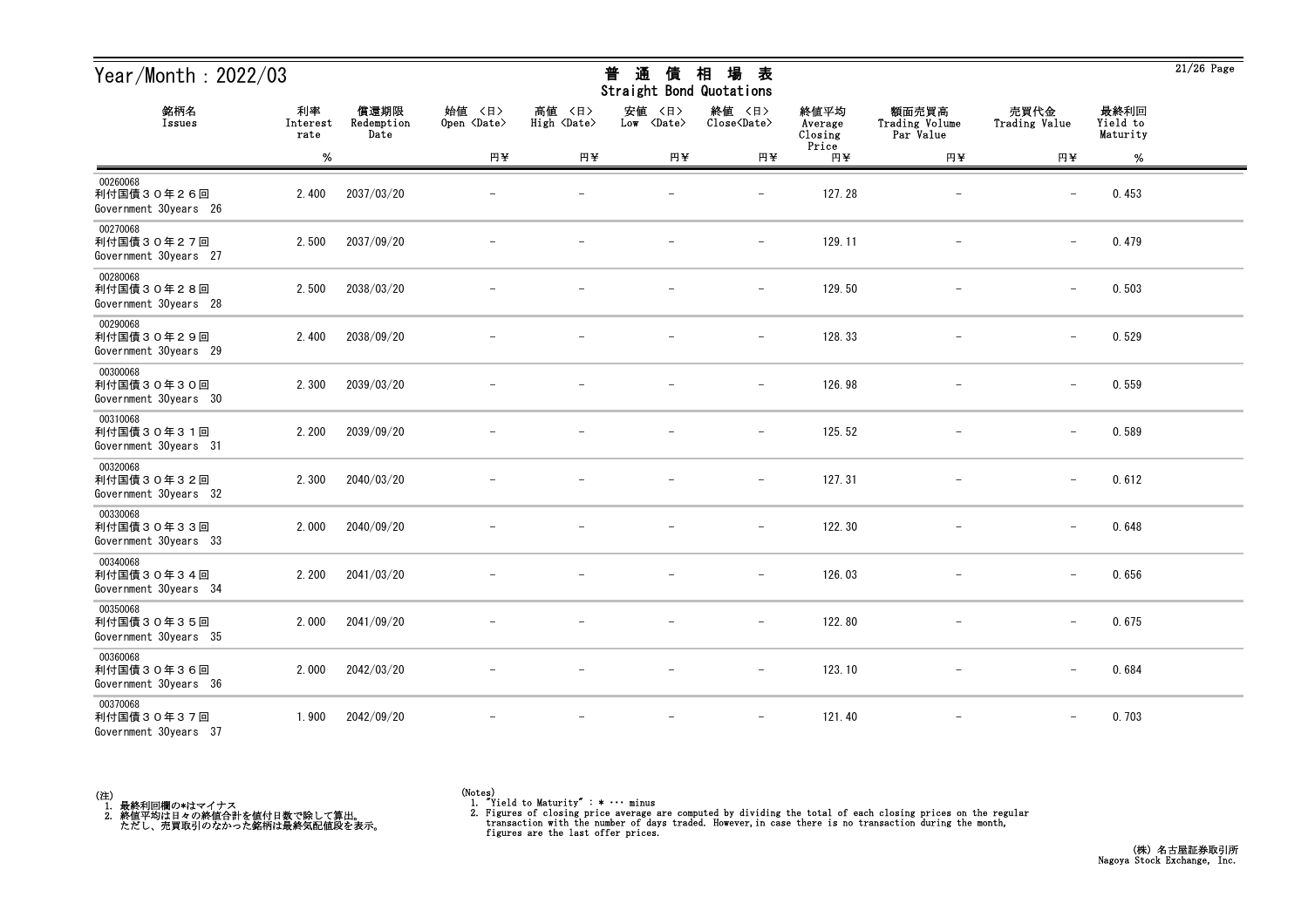# Year/Month：2022/03

## 普通債相場表
## Straight Bond Quotations

| 銘柄名<br>Issues | 利率<br>Interest rate<br>% | 償還期限<br>Redemption Date | 始値 〈日〉<br>Open 〈Date〉<br>円¥ | 高値 〈日〉<br>High 〈Date〉<br>円¥ | 安値 〈日〉<br>Low 〈Date〉<br>円¥ | 終値 〈日〉<br>Close〈Date〉<br>円¥ | 終値平均<br>Average Closing Price<br>円¥ | 額面売買高<br>Trading Volume Par Value<br>円¥ | 売買代金<br>Trading Value<br>円¥ | 最終利回<br>Yield to Maturity<br>% |
|---|---|---|---|---|---|---|---|---|---|---|
| 00260068<br>利付国債３０年２６回<br>Government 30years 26 | 2.400 | 2037/03/20 | － | － | － | － | 127.28 | － | － | 0.453 |
| 00270068<br>利付国債３０年２７回<br>Government 30years 27 | 2.500 | 2037/09/20 | － | － | － | － | 129.11 | － | － | 0.479 |
| 00280068<br>利付国債３０年２８回<br>Government 30years 28 | 2.500 | 2038/03/20 | － | － | － | － | 129.50 | － | － | 0.503 |
| 00290068<br>利付国債３０年２９回<br>Government 30years 29 | 2.400 | 2038/09/20 | － | － | － | － | 128.33 | － | － | 0.529 |
| 00300068<br>利付国債３０年３０回<br>Government 30years 30 | 2.300 | 2039/03/20 | － | － | － | － | 126.98 | － | － | 0.559 |
| 00310068<br>利付国債３０年３１回<br>Government 30years 31 | 2.200 | 2039/09/20 | － | － | － | － | 125.52 | － | － | 0.589 |
| 00320068<br>利付国債３０年３２回<br>Government 30years 32 | 2.300 | 2040/03/20 | － | － | － | － | 127.31 | － | － | 0.612 |
| 00330068<br>利付国債３０年３３回<br>Government 30years 33 | 2.000 | 2040/09/20 | － | － | － | － | 122.30 | － | － | 0.648 |
| 00340068<br>利付国債３０年３４回<br>Government 30years 34 | 2.200 | 2041/03/20 | － | － | － | － | 126.03 | － | － | 0.656 |
| 00350068<br>利付国債３０年３５回<br>Government 30years 35 | 2.000 | 2041/09/20 | － | － | － | － | 122.80 | － | － | 0.675 |
| 00360068<br>利付国債３０年３６回<br>Government 30years 36 | 2.000 | 2042/03/20 | － | － | － | － | 123.10 | － | － | 0.684 |
| 00370068<br>利付国債３０年３７回<br>Government 30years 37 | 1.900 | 2042/09/20 | － | － | － | － | 121.40 | － | － | 0.703 |

(注)
1. 最終利回欄の*はマイナス
2. 終値平均は日々の終値合計を値付日数で除して算出。
   ただし、売買取引のなかった銘柄は最終気配値段を表示。

(Notes)
1. "Yield to Maturity" : * ･･･ minus
2. Figures of closing price average are computed by dividing the total of each closing prices on the regular transaction with the number of days traded. However,in case there is no transaction during the month, figures are the last offer prices.

(株) 名古屋証券取引所
Nagoya Stock Exchange, Inc.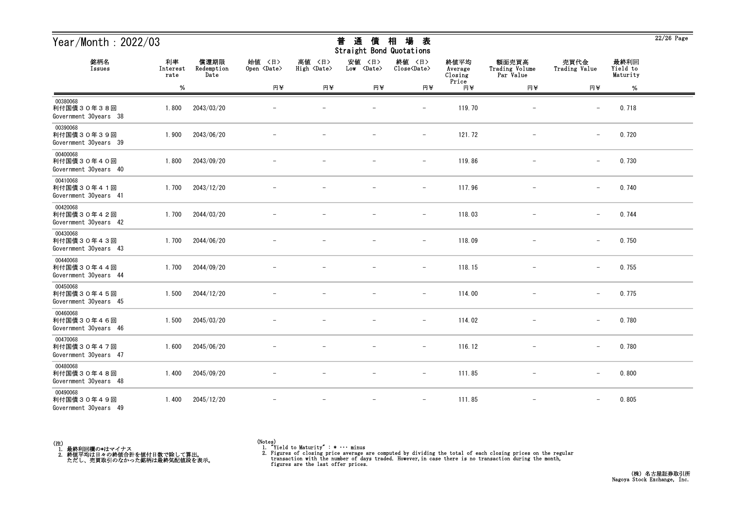# Year/Month : 2022/03

## 普通債相場表
## Straight Bond Quotations

| 銘柄名 Issues | 利率 Interest rate | 償還期限 Redemption Date | 始値 <日> Open <Date> | 高値 <日> High <Date> | 安値 <日> Low <Date> | 終値 <日> Close<Date> | 終値平均 Average Closing Price | 額面売買高 Trading Volume Par Value | 売買代金 Trading Value | 最終利回 Yield to Maturity |
|---|---|---|---|---|---|---|---|---|---|---|
| | % | | 円¥ | 円¥ | 円¥ | 円¥ | 円¥ | 円¥ | 円¥ | % |
| 00380068 利付国債３０年３８回 Government 30years 38 | 1.800 | 2043/03/20 | － | － | － | － | 119.70 | － | － | 0.718 |
| 00390068 利付国債３０年３９回 Government 30years 39 | 1.900 | 2043/06/20 | － | － | － | － | 121.72 | － | － | 0.720 |
| 00400068 利付国債３０年４０回 Government 30years 40 | 1.800 | 2043/09/20 | － | － | － | － | 119.86 | － | － | 0.730 |
| 00410068 利付国債３０年４１回 Government 30years 41 | 1.700 | 2043/12/20 | － | － | － | － | 117.96 | － | － | 0.740 |
| 00420068 利付国債３０年４２回 Government 30years 42 | 1.700 | 2044/03/20 | － | － | － | － | 118.03 | － | － | 0.744 |
| 00430068 利付国債３０年４３回 Government 30years 43 | 1.700 | 2044/06/20 | － | － | － | － | 118.09 | － | － | 0.750 |
| 00440068 利付国債３０年４４回 Government 30years 44 | 1.700 | 2044/09/20 | － | － | － | － | 118.15 | － | － | 0.755 |
| 00450068 利付国債３０年４５回 Government 30years 45 | 1.500 | 2044/12/20 | － | － | － | － | 114.00 | － | － | 0.775 |
| 00460068 利付国債３０年４６回 Government 30years 46 | 1.500 | 2045/03/20 | － | － | － | － | 114.02 | － | － | 0.780 |
| 00470068 利付国債３０年４７回 Government 30years 47 | 1.600 | 2045/06/20 | － | － | － | － | 116.12 | － | － | 0.780 |
| 00480068 利付国債３０年４８回 Government 30years 48 | 1.400 | 2045/09/20 | － | － | － | － | 111.85 | － | － | 0.800 |
| 00490068 利付国債３０年４９回 Government 30years 49 | 1.400 | 2045/12/20 | － | － | － | － | 111.85 | － | － | 0.805 |

(注)
1. 最終利回欄の*はマイナス
2. 終値平均は日々の終値合計を値付日数で除して算出。
ただし、売買取引のなかった銘柄は最終気配値段を表示。

(Notes)
1. "Yield to Maturity" : * ··· minus
2. Figures of closing price average are computed by dividing the total of each closing prices on the regular transaction with the number of days traded. However,in case there is no transaction during the month, figures are the last offer prices.

(株) 名古屋証券取引所
Nagoya Stock Exchange, Inc.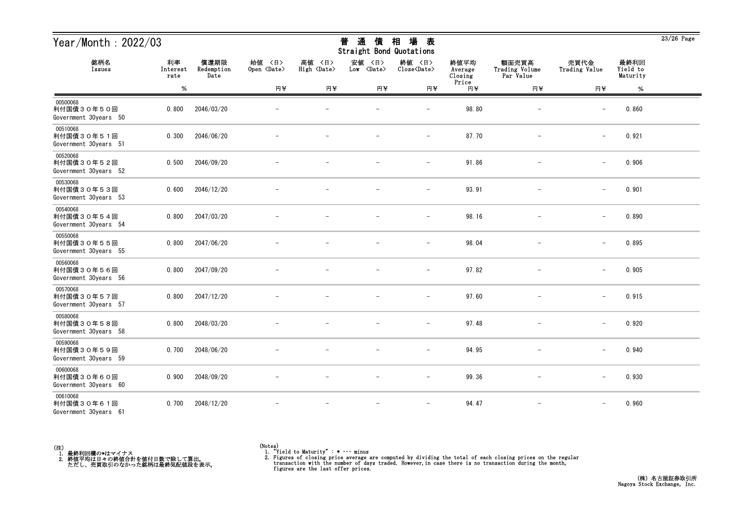# Year/Month：2022/03

## 普 通 債 相 場 表
Straight Bond Quotations

| 銘柄名<br>Issues | 利率<br>Interest rate<br>% | 償還期限<br>Redemption Date | 始値 〈日〉<br>Open 〈Date〉<br>円¥ | 高値 〈日〉<br>High 〈Date〉<br>円¥ | 安値 〈日〉<br>Low 〈Date〉<br>円¥ | 終値 〈日〉<br>Close〈Date〉<br>円¥ | 終値平均<br>Average Closing Price<br>円¥ | 額面売買高<br>Trading Volume Par Value<br>円¥ | 売買代金<br>Trading Value<br>円¥ | 最終利回<br>Yield to Maturity<br>% |
|---|---|---|---|---|---|---|---|---|---|---|
| 00500068<br>利付国債３０年５０回<br>Government 30years 50 | 0.800 | 2046/03/20 | − | − | − | − | 98.80 | − | − | 0.860 |
| 00510068<br>利付国債３０年５１回<br>Government 30years 51 | 0.300 | 2046/06/20 | − | − | − | − | 87.70 | − | − | 0.921 |
| 00520068<br>利付国債３０年５２回<br>Government 30years 52 | 0.500 | 2046/09/20 | − | − | − | − | 91.86 | − | − | 0.906 |
| 00530068<br>利付国債３０年５３回<br>Government 30years 53 | 0.600 | 2046/12/20 | − | − | − | − | 93.91 | − | − | 0.901 |
| 00540068<br>利付国債３０年５４回<br>Government 30years 54 | 0.800 | 2047/03/20 | − | − | − | − | 98.16 | − | − | 0.890 |
| 00550068<br>利付国債３０年５５回<br>Government 30years 55 | 0.800 | 2047/06/20 | − | − | − | − | 98.04 | − | − | 0.895 |
| 00560068<br>利付国債３０年５６回<br>Government 30years 56 | 0.800 | 2047/09/20 | − | − | − | − | 97.82 | − | − | 0.905 |
| 00570068<br>利付国債３０年５７回<br>Government 30years 57 | 0.800 | 2047/12/20 | − | − | − | − | 97.60 | − | − | 0.915 |
| 00580068<br>利付国債３０年５８回<br>Government 30years 58 | 0.800 | 2048/03/20 | − | − | − | − | 97.48 | − | − | 0.920 |
| 00590068<br>利付国債３０年５９回<br>Government 30years 59 | 0.700 | 2048/06/20 | − | − | − | − | 94.95 | − | − | 0.940 |
| 00600068<br>利付国債３０年６０回<br>Government 30years 60 | 0.900 | 2048/09/20 | − | − | − | − | 99.36 | − | − | 0.930 |
| 00610068<br>利付国債３０年６１回<br>Government 30years 61 | 0.700 | 2048/12/20 | − | − | − | − | 94.47 | − | − | 0.960 |

(注)
1. 最終利回欄の*はマイナス
2. 終値平均は日々の終値合計を値付日数で除して算出。
   ただし、売買取引のなかった銘柄は最終気配値段を表示。

(Notes)
1. "Yield to Maturity" : * ··· minus
2. Figures of closing price average are computed by dividing the total of each closing prices on the regular transaction with the number of days traded. However,in case there is no transaction during the month, figures are the last offer prices.

(株) 名古屋証券取引所
Nagoya Stock Exchange, Inc.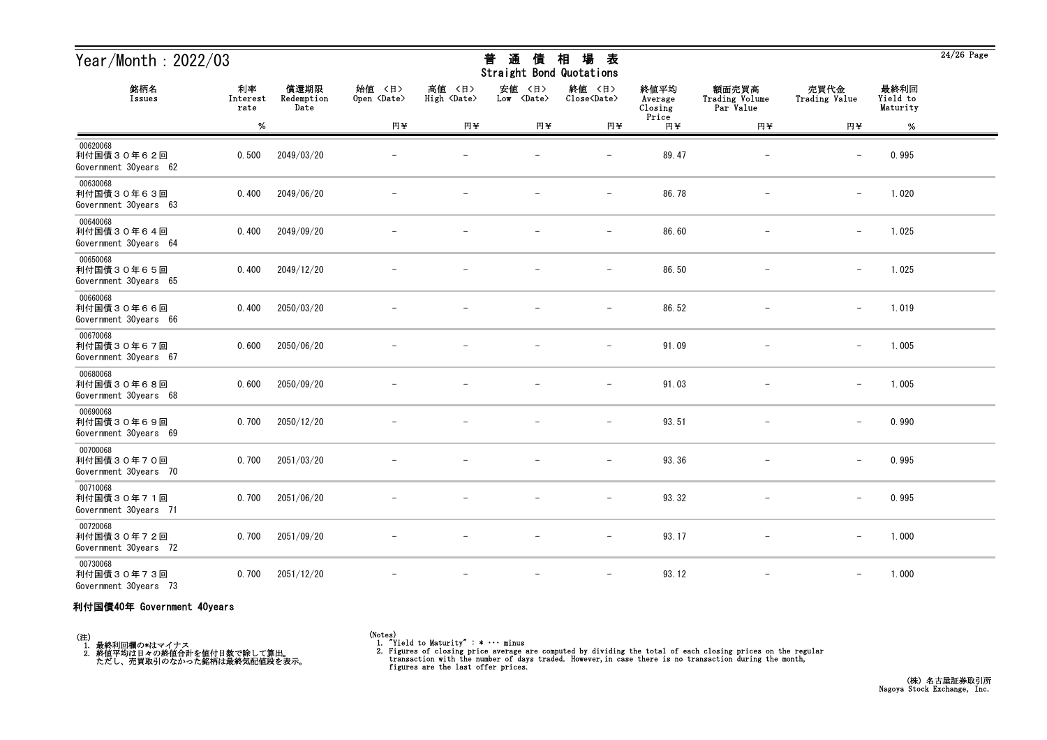# Year/Month : 2022/03

## 普 通 債 相 場 表
Straight Bond Quotations

| 銘柄名 Issues | 利率 Interest rate % | 償還期限 Redemption Date | 始値 <日> Open <Date> 円¥ | 高値 <日> High <Date> 円¥ | 安値 <日> Low <Date> 円¥ | 終値 <日> Close<Date> 円¥ | 終値平均 Average Closing Price 円¥ | 額面売買高 Trading Volume Par Value 円¥ | 売買代金 Trading Value 円¥ | 最終利回 Yield to Maturity % |
|---|---|---|---|---|---|---|---|---|---|---|
| 00620068 利付国債３０年６２回 Government 30years 62 | 0.500 | 2049/03/20 | － | － | － | － | 89.47 | － | － | 0.995 |
| 00630068 利付国債３０年６３回 Government 30years 63 | 0.400 | 2049/06/20 | － | － | － | － | 86.78 | － | － | 1.020 |
| 00640068 利付国債３０年６４回 Government 30years 64 | 0.400 | 2049/09/20 | － | － | － | － | 86.60 | － | － | 1.025 |
| 00650068 利付国債３０年６５回 Government 30years 65 | 0.400 | 2049/12/20 | － | － | － | － | 86.50 | － | － | 1.025 |
| 00660068 利付国債３０年６６回 Government 30years 66 | 0.400 | 2050/03/20 | － | － | － | － | 86.52 | － | － | 1.019 |
| 00670068 利付国債３０年６７回 Government 30years 67 | 0.600 | 2050/06/20 | － | － | － | － | 91.09 | － | － | 1.005 |
| 00680068 利付国債３０年６８回 Government 30years 68 | 0.600 | 2050/09/20 | － | － | － | － | 91.03 | － | － | 1.005 |
| 00690068 利付国債３０年６９回 Government 30years 69 | 0.700 | 2050/12/20 | － | － | － | － | 93.51 | － | － | 0.990 |
| 00700068 利付国債３０年７０回 Government 30years 70 | 0.700 | 2051/03/20 | － | － | － | － | 93.36 | － | － | 0.995 |
| 00710068 利付国債３０年７１回 Government 30years 71 | 0.700 | 2051/06/20 | － | － | － | － | 93.32 | － | － | 0.995 |
| 00720068 利付国債３０年７２回 Government 30years 72 | 0.700 | 2051/09/20 | － | － | － | － | 93.17 | － | － | 1.000 |
| 00730068 利付国債３０年７３回 Government 30years 73 | 0.700 | 2051/12/20 | － | － | － | － | 93.12 | － | － | 1.000 |

**利付国債40年 Government 40years**

(注)
1. 最終利回欄の*はマイナス
2. 終値平均は日々の終値合計を値付日数で除して算出。
   ただし、売買取引のなかった銘柄は最終気配値段を表示。

(Notes)
1. "Yield to Maturity" : * ··· minus
2. Figures of closing price average are computed by dividing the total of each closing prices on the regular transaction with the number of days traded. However,in case there is no transaction during the month, figures are the last offer prices.

(株) 名古屋証券取引所
Nagoya Stock Exchange, Inc.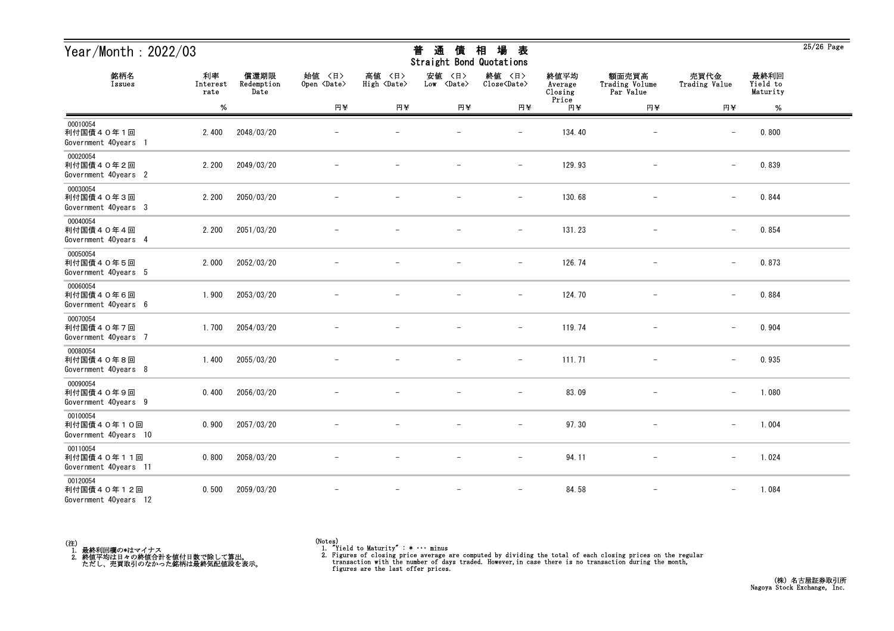# Year/Month：2022/03

## 普 通 債 相 場 表
## Straight Bond Quotations

| 銘柄名<br>Issues | 利率<br>Interest rate<br>% | 償還期限<br>Redemption Date | 始値 〈日〉<br>Open 〈Date〉<br>円¥ | 高値 〈日〉<br>High 〈Date〉<br>円¥ | 安値 〈日〉<br>Low 〈Date〉<br>円¥ | 終値 〈日〉<br>Close〈Date〉<br>円¥ | 終値平均<br>Average Closing Price<br>円¥ | 額面売買高<br>Trading Volume Par Value<br>円¥ | 売買代金<br>Trading Value<br>円¥ | 最終利回<br>Yield to Maturity<br>% |
|---|---|---|---|---|---|---|---|---|---|---|
| 00010054<br>利付国債４０年１回<br>Government 40years 1 | 2.400 | 2048/03/20 | － | － | － | － | 134.40 | － | － | 0.800 |
| 00020054<br>利付国債４０年２回<br>Government 40years 2 | 2.200 | 2049/03/20 | － | － | － | － | 129.93 | － | － | 0.839 |
| 00030054<br>利付国債４０年３回<br>Government 40years 3 | 2.200 | 2050/03/20 | － | － | － | － | 130.68 | － | － | 0.844 |
| 00040054<br>利付国債４０年４回<br>Government 40years 4 | 2.200 | 2051/03/20 | － | － | － | － | 131.23 | － | － | 0.854 |
| 00050054<br>利付国債４０年５回<br>Government 40years 5 | 2.000 | 2052/03/20 | － | － | － | － | 126.74 | － | － | 0.873 |
| 00060054<br>利付国債４０年６回<br>Government 40years 6 | 1.900 | 2053/03/20 | － | － | － | － | 124.70 | － | － | 0.884 |
| 00070054<br>利付国債４０年７回<br>Government 40years 7 | 1.700 | 2054/03/20 | － | － | － | － | 119.74 | － | － | 0.904 |
| 00080054<br>利付国債４０年８回<br>Government 40years 8 | 1.400 | 2055/03/20 | － | － | － | － | 111.71 | － | － | 0.935 |
| 00090054<br>利付国債４０年９回<br>Government 40years 9 | 0.400 | 2056/03/20 | － | － | － | － | 83.09 | － | － | 1.080 |
| 00100054<br>利付国債４０年１０回<br>Government 40years 10 | 0.900 | 2057/03/20 | － | － | － | － | 97.30 | － | － | 1.004 |
| 00110054<br>利付国債４０年１１回<br>Government 40years 11 | 0.800 | 2058/03/20 | － | － | － | － | 94.11 | － | － | 1.024 |
| 00120054<br>利付国債４０年１２回<br>Government 40years 12 | 0.500 | 2059/03/20 | － | － | － | － | 84.58 | － | － | 1.084 |

(注)
1. 最終利回欄の*はマイナス
2. 終値平均は日々の終値合計を値付日数で除して算出。
   ただし、売買取引のなかった銘柄は最終気配値段を表示。

(Notes)
1. "Yield to Maturity" : * ･･･ minus
2. Figures of closing price average are computed by dividing the total of each closing prices on the regular transaction with the number of days traded. However, in case there is no transaction during the month, figures are the last offer prices.

(株) 名古屋証券取引所
Nagoya Stock Exchange, Inc.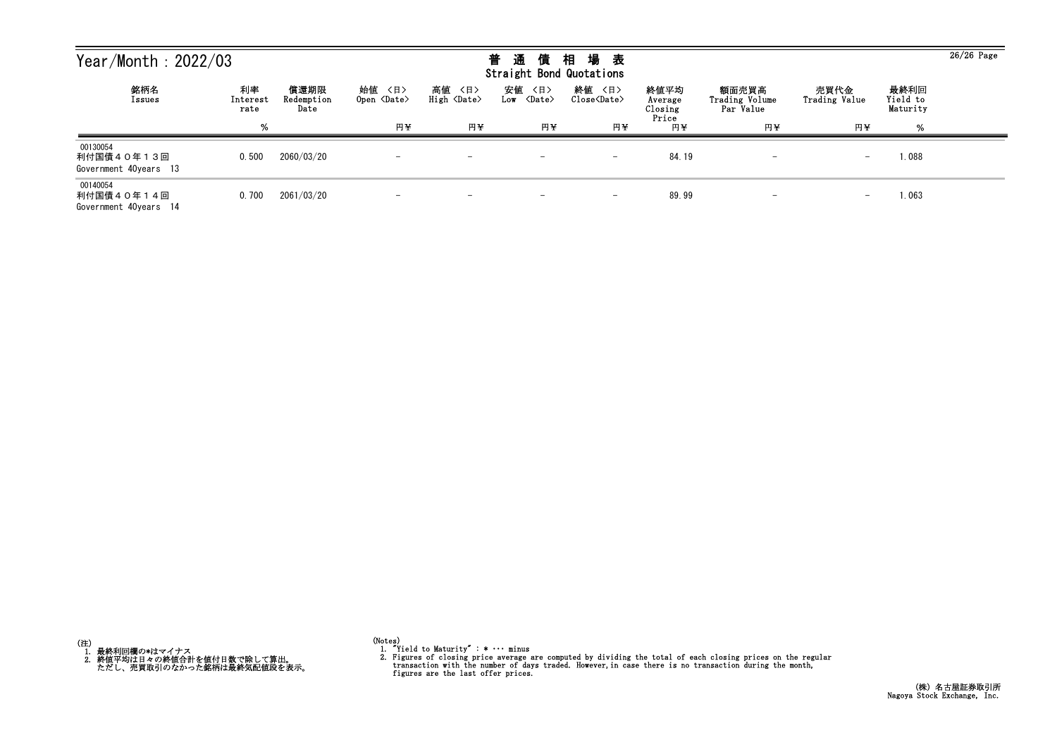# Year/Month : 2022/03

## 普 通 債 相 場 表
Straight Bond Quotations

| 銘柄名<br>Issues | 利率<br>Interest rate<br>% | 償還期限<br>Redemption Date | 始値 <日><br>Open <Date><br>円¥ | 高値 <日><br>High <Date><br>円¥ | 安値 <日><br>Low <Date><br>円¥ | 終値 <日><br>Close<Date><br>円¥ | 終値平均<br>Average Closing Price<br>円¥ | 額面売買高<br>Trading Volume Par Value<br>円¥ | 売買代金<br>Trading Value<br>円¥ | 最終利回<br>Yield to Maturity<br>% |
|---|---|---|---|---|---|---|---|---|---|---|
| 00130054<br>利付国債４０年１３回<br>Government 40years 13 | 0.500 | 2060/03/20 | − | − | − | − | 84.19 | − | − | 1.088 |
| 00140054<br>利付国債４０年１４回<br>Government 40years 14 | 0.700 | 2061/03/20 | − | − | − | − | 89.99 | − | − | 1.063 |

(注)
1. 最終利回欄の*はマイナス
2. 終値平均は日々の終値合計を値付日数で除して算出。
   ただし、売買取引のなかった銘柄は最終気配値段を表示。

(Notes)
1. "Yield to Maturity" : * ··· minus
2. Figures of closing price average are computed by dividing the total of each closing prices on the regular transaction with the number of days traded. However,in case there is no transaction during the month, figures are the last offer prices.

(株) 名古屋証券取引所
Nagoya Stock Exchange, Inc.